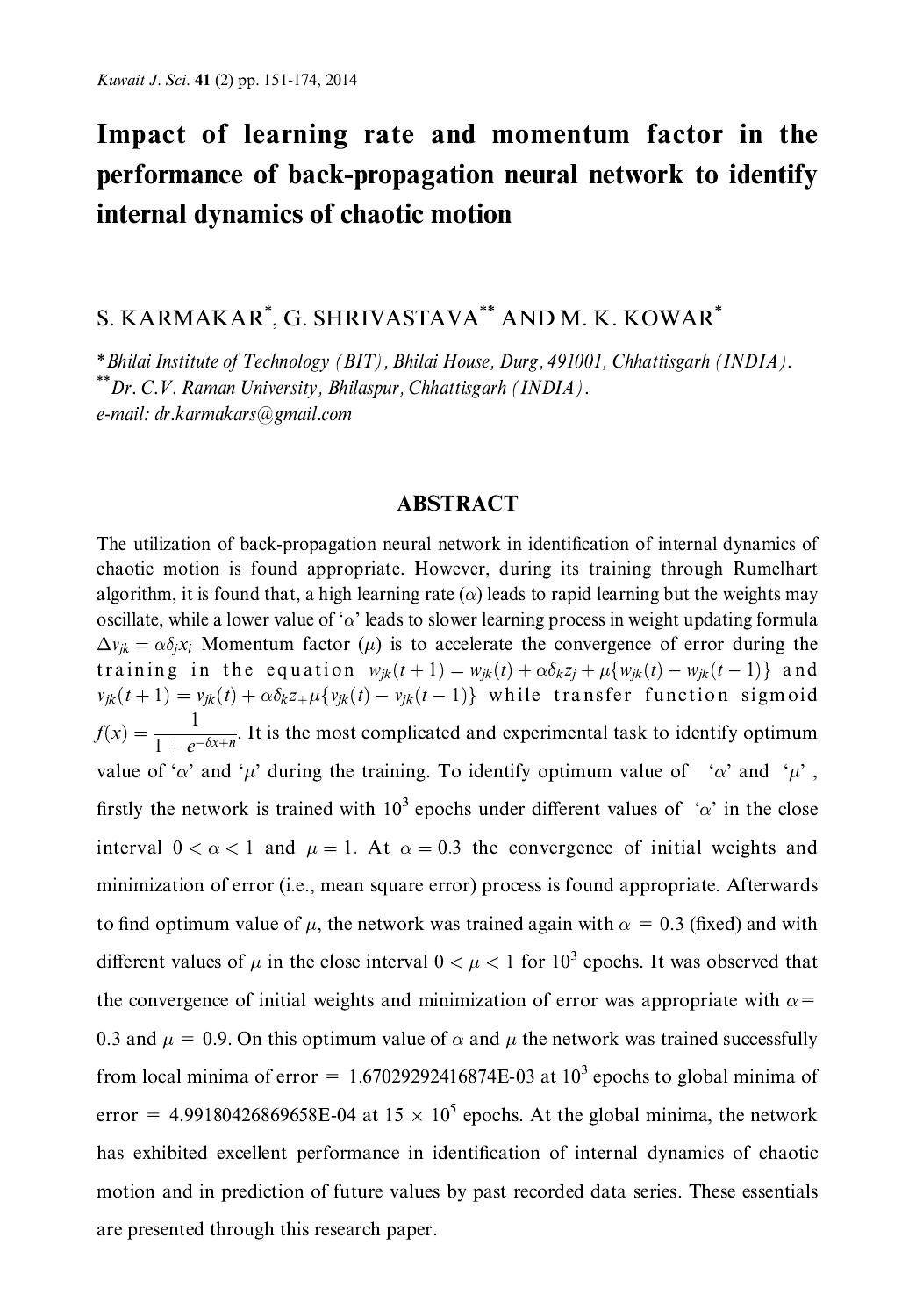# Impact of learning rate and momentum factor in the performance of back-propagation neural network to identify internal dynamics of chaotic motion

S. KARMAKAR[*], G. SHRIVASTAVA[**] AND M. K. KOWAR[*]

*[*]Bhilai Institute of Technology (BIT), Bhilai House, Durg, 491001, Chhattisgarh (INDIA).*
*[**]Dr. C.V. Raman University, Bhilaspur, Chhattisgarh (INDIA).*
*e-mail: dr.karmakars@gmail.com*

## ABSTRACT

The utilization of back-propagation neural network in identification of internal dynamics of chaotic motion is found appropriate. However, during its training through Rumelhart algorithm, it is found that, a high learning rate ($\alpha$) leads to rapid learning but the weights may oscillate, while a lower value of '$\alpha$' leads to slower learning process in weight updating formula $\Delta v_{jk} = \alpha \delta_j x_i$ Momentum factor ($\mu$) is to accelerate the convergence of error during the training in the equation $w_{jk}(t+1) = w_{jk}(t) + \alpha \delta_k z_j + \mu\{w_{jk}(t) - w_{jk}(t-1)\}$ and $v_{jk}(t+1) = v_{jk}(t) + \alpha \delta_k z_{+} \mu\{v_{jk}(t) - v_{jk}(t-1)\}$ while transfer function sigmoid $f(x) = \dfrac{1}{1 + e^{-\delta x + n}}$. It is the most complicated and experimental task to identify optimum value of '$\alpha$' and '$\mu$' during the training. To identify optimum value of '$\alpha$' and '$\mu$', firstly the network is trained with $10^3$ epochs under different values of '$\alpha$' in the close interval $0 < \alpha < 1$ and $\mu = 1$. At $\alpha = 0.3$ the convergence of initial weights and minimization of error (i.e., mean square error) process is found appropriate. Afterwards to find optimum value of $\mu$, the network was trained again with $\alpha = 0.3$ (fixed) and with different values of $\mu$ in the close interval $0 < \mu < 1$ for $10^3$ epochs. It was observed that the convergence of initial weights and minimization of error was appropriate with $\alpha = 0.3$ and $\mu = 0.9$. On this optimum value of $\alpha$ and $\mu$ the network was trained successfully from local minima of error = 1.67029292416874E-03 at $10^3$ epochs to global minima of error = 4.99180426869658E-04 at $15 \times 10^5$ epochs. At the global minima, the network has exhibited excellent performance in identification of internal dynamics of chaotic motion and in prediction of future values by past recorded data series. These essentials are presented through this research paper.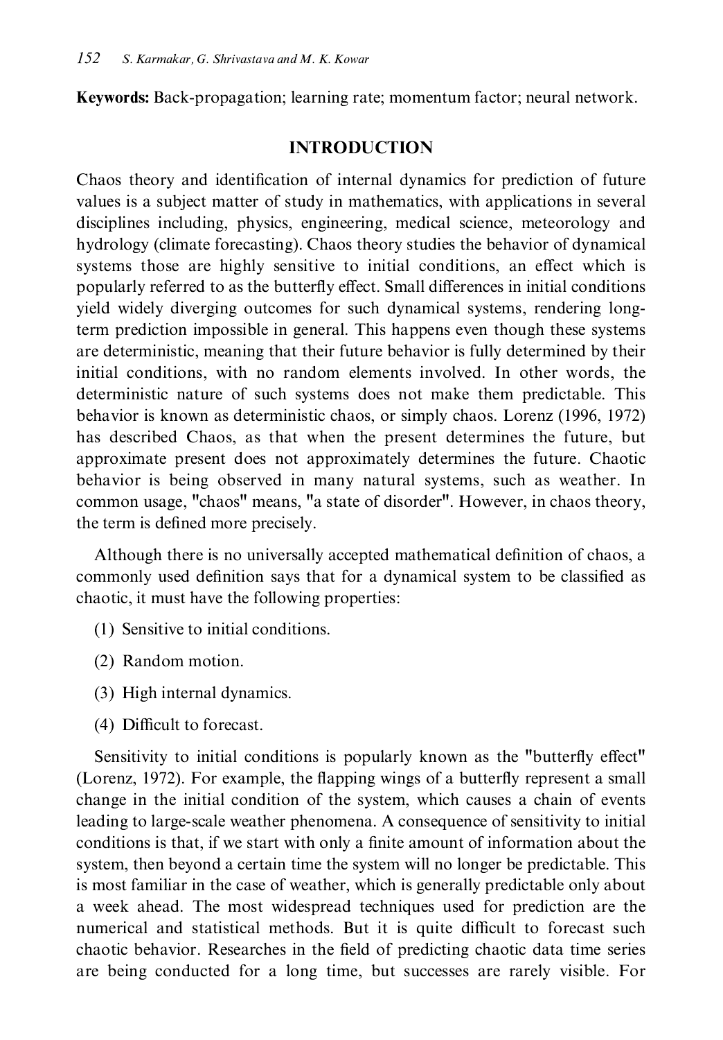**Keywords:** Back-propagation; learning rate; momentum factor; neural network.

## INTRODUCTION

Chaos theory and identification of internal dynamics for prediction of future values is a subject matter of study in mathematics, with applications in several disciplines including, physics, engineering, medical science, meteorology and hydrology (climate forecasting). Chaos theory studies the behavior of dynamical systems those are highly sensitive to initial conditions, an effect which is popularly referred to as the butterfly effect. Small differences in initial conditions yield widely diverging outcomes for such dynamical systems, rendering long-term prediction impossible in general. This happens even though these systems are deterministic, meaning that their future behavior is fully determined by their initial conditions, with no random elements involved. In other words, the deterministic nature of such systems does not make them predictable. This behavior is known as deterministic chaos, or simply chaos. Lorenz (1996, 1972) has described Chaos, as that when the present determines the future, but approximate present does not approximately determines the future. Chaotic behavior is being observed in many natural systems, such as weather. In common usage, "chaos" means, "a state of disorder". However, in chaos theory, the term is defined more precisely.

Although there is no universally accepted mathematical definition of chaos, a commonly used definition says that for a dynamical system to be classified as chaotic, it must have the following properties:

(1) Sensitive to initial conditions.

(2) Random motion.

(3) High internal dynamics.

(4) Difficult to forecast.

Sensitivity to initial conditions is popularly known as the "butterfly effect" (Lorenz, 1972). For example, the flapping wings of a butterfly represent a small change in the initial condition of the system, which causes a chain of events leading to large-scale weather phenomena. A consequence of sensitivity to initial conditions is that, if we start with only a finite amount of information about the system, then beyond a certain time the system will no longer be predictable. This is most familiar in the case of weather, which is generally predictable only about a week ahead. The most widespread techniques used for prediction are the numerical and statistical methods. But it is quite difficult to forecast such chaotic behavior. Researches in the field of predicting chaotic data time series are being conducted for a long time, but successes are rarely visible. For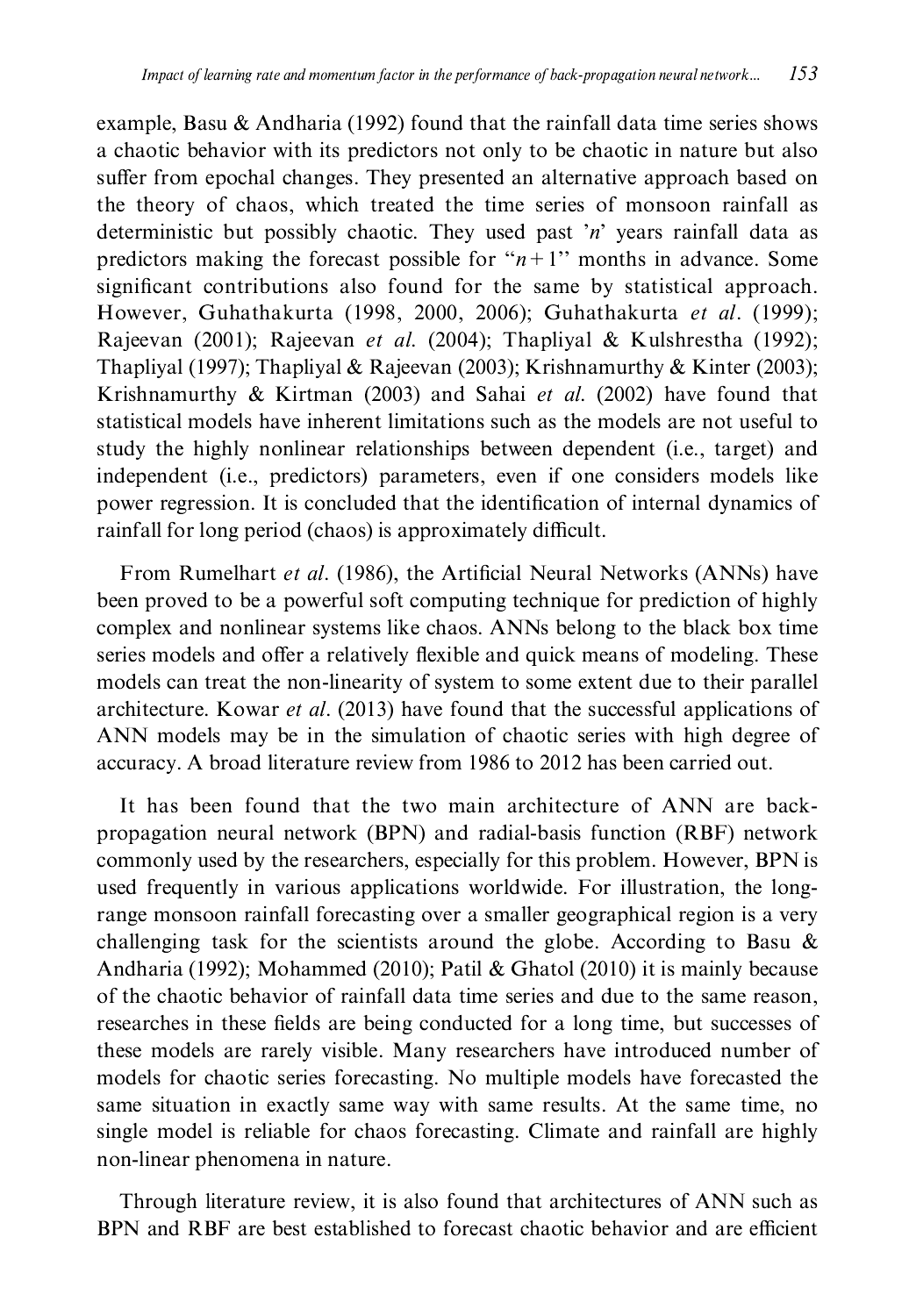example, Basu & Andharia (1992) found that the rainfall data time series shows a chaotic behavior with its predictors not only to be chaotic in nature but also suffer from epochal changes. They presented an alternative approach based on the theory of chaos, which treated the time series of monsoon rainfall as deterministic but possibly chaotic. They used past '*n*' years rainfall data as predictors making the forecast possible for "$n+1$" months in advance. Some significant contributions also found for the same by statistical approach. However, Guhathakurta (1998, 2000, 2006); Guhathakurta *et al*. (1999); Rajeevan (2001); Rajeevan *et al*. (2004); Thapliyal & Kulshrestha (1992); Thapliyal (1997); Thapliyal & Rajeevan (2003); Krishnamurthy & Kinter (2003); Krishnamurthy & Kirtman (2003) and Sahai *et al*. (2002) have found that statistical models have inherent limitations such as the models are not useful to study the highly nonlinear relationships between dependent (i.e., target) and independent (i.e., predictors) parameters, even if one considers models like power regression. It is concluded that the identification of internal dynamics of rainfall for long period (chaos) is approximately difficult.

From Rumelhart *et al*. (1986), the Artificial Neural Networks (ANNs) have been proved to be a powerful soft computing technique for prediction of highly complex and nonlinear systems like chaos. ANNs belong to the black box time series models and offer a relatively flexible and quick means of modeling. These models can treat the non-linearity of system to some extent due to their parallel architecture. Kowar *et al*. (2013) have found that the successful applications of ANN models may be in the simulation of chaotic series with high degree of accuracy. A broad literature review from 1986 to 2012 has been carried out.

It has been found that the two main architecture of ANN are back-propagation neural network (BPN) and radial-basis function (RBF) network commonly used by the researchers, especially for this problem. However, BPN is used frequently in various applications worldwide. For illustration, the long-range monsoon rainfall forecasting over a smaller geographical region is a very challenging task for the scientists around the globe. According to Basu & Andharia (1992); Mohammed (2010); Patil & Ghatol (2010) it is mainly because of the chaotic behavior of rainfall data time series and due to the same reason, researches in these fields are being conducted for a long time, but successes of these models are rarely visible. Many researchers have introduced number of models for chaotic series forecasting. No multiple models have forecasted the same situation in exactly same way with same results. At the same time, no single model is reliable for chaos forecasting. Climate and rainfall are highly non-linear phenomena in nature.

Through literature review, it is also found that architectures of ANN such as BPN and RBF are best established to forecast chaotic behavior and are efficient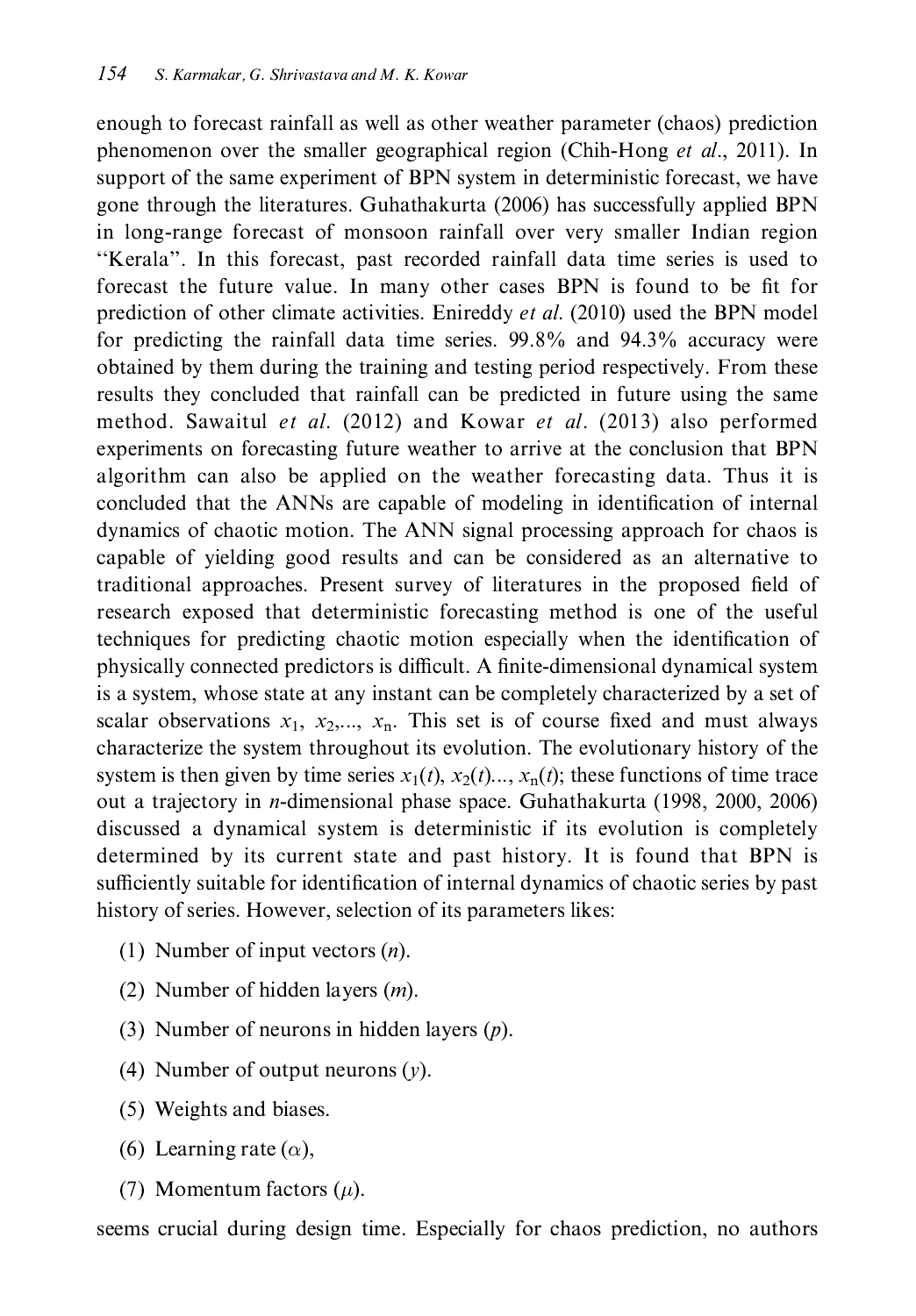enough to forecast rainfall as well as other weather parameter (chaos) prediction phenomenon over the smaller geographical region (Chih-Hong *et al*., 2011). In support of the same experiment of BPN system in deterministic forecast, we have gone through the literatures. Guhathakurta (2006) has successfully applied BPN in long-range forecast of monsoon rainfall over very smaller Indian region "Kerala". In this forecast, past recorded rainfall data time series is used to forecast the future value. In many other cases BPN is found to be fit for prediction of other climate activities. Enireddy *et al*. (2010) used the BPN model for predicting the rainfall data time series. 99.8% and 94.3% accuracy were obtained by them during the training and testing period respectively. From these results they concluded that rainfall can be predicted in future using the same method. Sawaitul *et al*. (2012) and Kowar *et al*. (2013) also performed experiments on forecasting future weather to arrive at the conclusion that BPN algorithm can also be applied on the weather forecasting data. Thus it is concluded that the ANNs are capable of modeling in identification of internal dynamics of chaotic motion. The ANN signal processing approach for chaos is capable of yielding good results and can be considered as an alternative to traditional approaches. Present survey of literatures in the proposed field of research exposed that deterministic forecasting method is one of the useful techniques for predicting chaotic motion especially when the identification of physically connected predictors is difficult. A finite-dimensional dynamical system is a system, whose state at any instant can be completely characterized by a set of scalar observations $x_1$, $x_2$,..., $x_n$. This set is of course fixed and must always characterize the system throughout its evolution. The evolutionary history of the system is then given by time series $x_1(t)$, $x_2(t)$..., $x_n(t)$; these functions of time trace out a trajectory in $n$-dimensional phase space. Guhathakurta (1998, 2000, 2006) discussed a dynamical system is deterministic if its evolution is completely determined by its current state and past history. It is found that BPN is sufficiently suitable for identification of internal dynamics of chaotic series by past history of series. However, selection of its parameters likes:

(1) Number of input vectors ($n$).

(2) Number of hidden layers ($m$).

(3) Number of neurons in hidden layers ($p$).

(4) Number of output neurons ($y$).

(5) Weights and biases.

(6) Learning rate ($\alpha$),

(7) Momentum factors ($\mu$).

seems crucial during design time. Especially for chaos prediction, no authors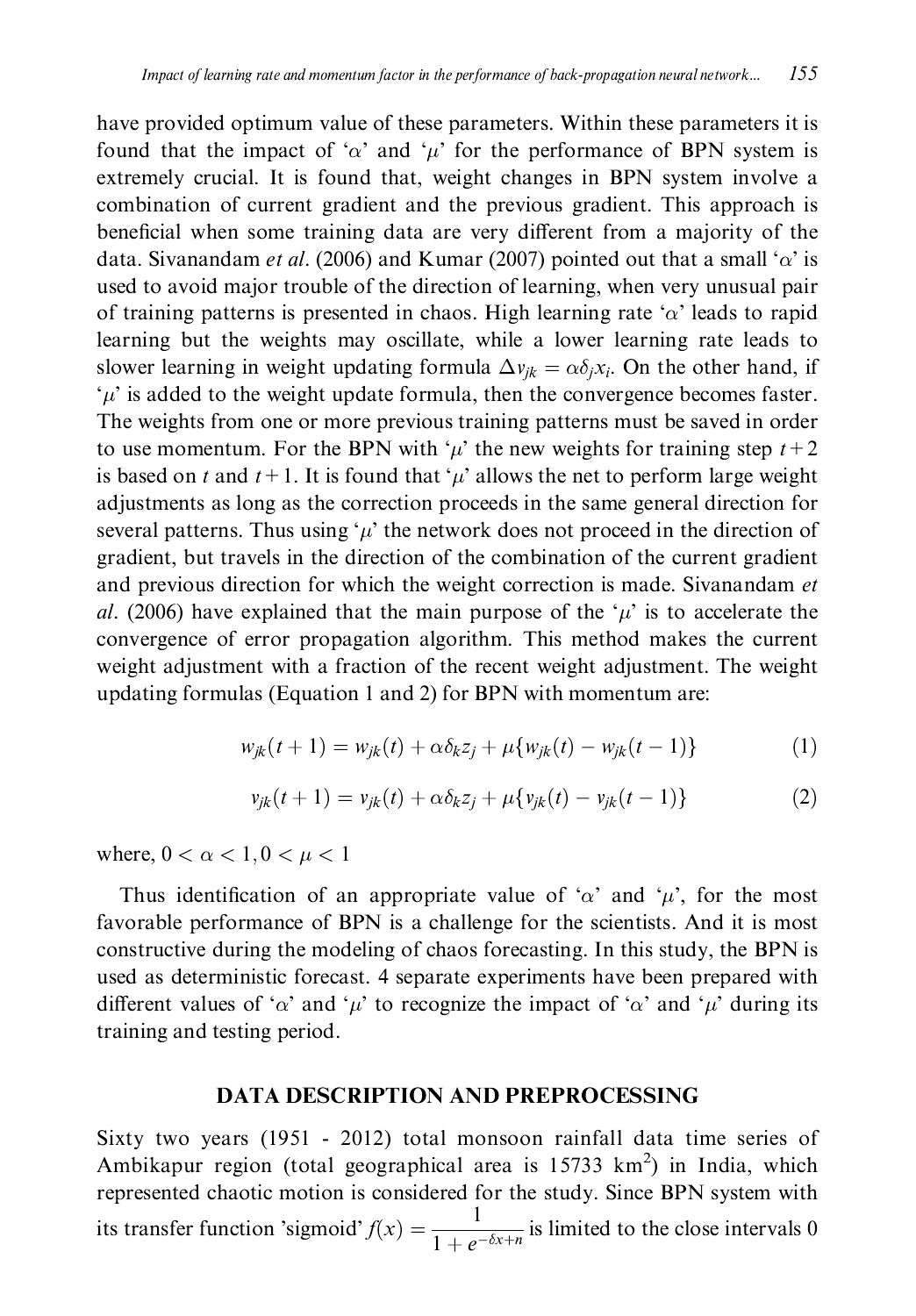have provided optimum value of these parameters. Within these parameters it is found that the impact of '$\alpha$' and '$\mu$' for the performance of BPN system is extremely crucial. It is found that, weight changes in BPN system involve a combination of current gradient and the previous gradient. This approach is beneficial when some training data are very different from a majority of the data. Sivanandam *et al*. (2006) and Kumar (2007) pointed out that a small '$\alpha$' is used to avoid major trouble of the direction of learning, when very unusual pair of training patterns is presented in chaos. High learning rate '$\alpha$' leads to rapid learning but the weights may oscillate, while a lower learning rate leads to slower learning in weight updating formula $\Delta v_{jk} = \alpha \delta_j x_i$. On the other hand, if '$\mu$' is added to the weight update formula, then the convergence becomes faster. The weights from one or more previous training patterns must be saved in order to use momentum. For the BPN with '$\mu$' the new weights for training step $t+2$ is based on $t$ and $t+1$. It is found that '$\mu$' allows the net to perform large weight adjustments as long as the correction proceeds in the same general direction for several patterns. Thus using '$\mu$' the network does not proceed in the direction of gradient, but travels in the direction of the combination of the current gradient and previous direction for which the weight correction is made. Sivanandam *et al*. (2006) have explained that the main purpose of the '$\mu$' is to accelerate the convergence of error propagation algorithm. This method makes the current weight adjustment with a fraction of the recent weight adjustment. The weight updating formulas (Equation 1 and 2) for BPN with momentum are:

$$w_{jk}(t+1) = w_{jk}(t) + \alpha \delta_k z_j + \mu\{w_{jk}(t) - w_{jk}(t-1)\} \tag{1}$$

$$v_{jk}(t+1) = v_{jk}(t) + \alpha \delta_k z_j + \mu\{v_{jk}(t) - v_{jk}(t-1)\} \tag{2}$$

where, $0 < \alpha < 1, 0 < \mu < 1$

Thus identification of an appropriate value of '$\alpha$' and '$\mu$', for the most favorable performance of BPN is a challenge for the scientists. And it is most constructive during the modeling of chaos forecasting. In this study, the BPN is used as deterministic forecast. 4 separate experiments have been prepared with different values of '$\alpha$' and '$\mu$' to recognize the impact of '$\alpha$' and '$\mu$' during its training and testing period.

## DATA DESCRIPTION AND PREPROCESSING

Sixty two years (1951 - 2012) total monsoon rainfall data time series of Ambikapur region (total geographical area is 15733 km$^2$) in India, which represented chaotic motion is considered for the study. Since BPN system with its transfer function 'sigmoid' $f(x) = \dfrac{1}{1 + e^{-\delta x + n}}$ is limited to the close intervals 0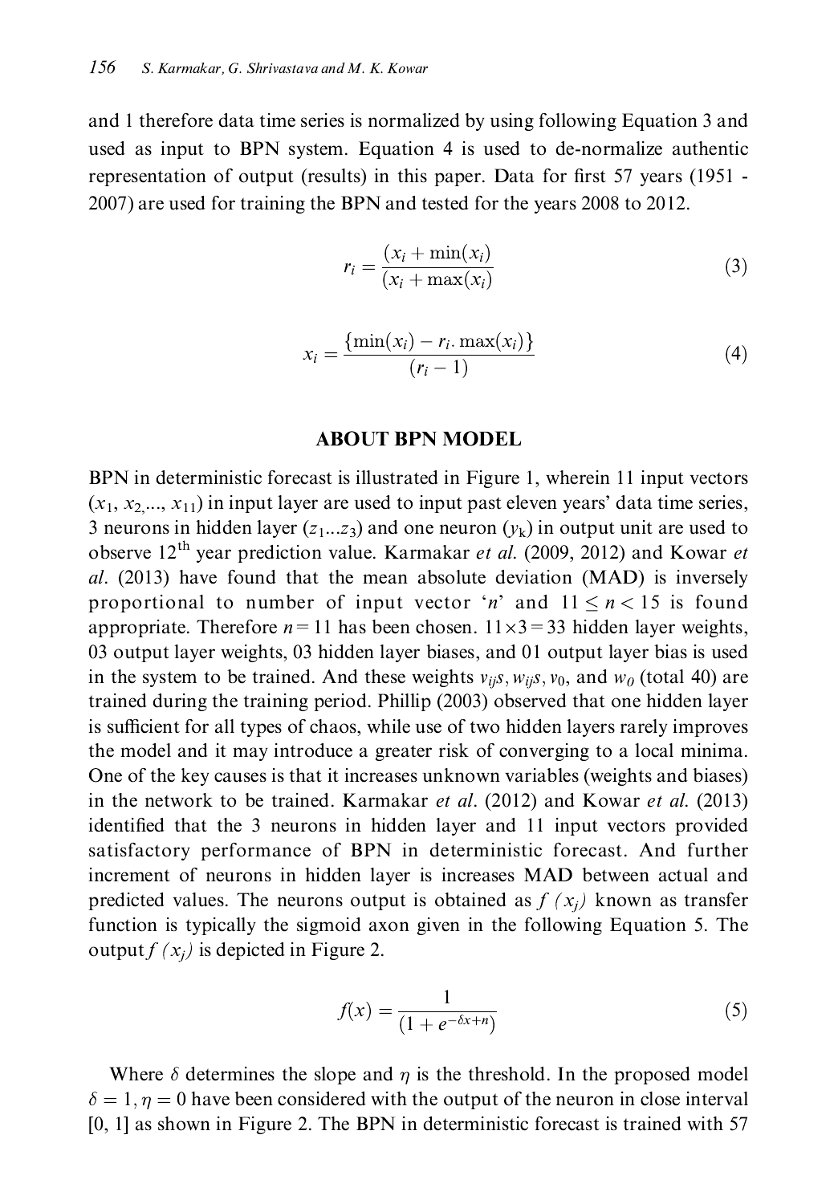and 1 therefore data time series is normalized by using following Equation 3 and used as input to BPN system. Equation 4 is used to de-normalize authentic representation of output (results) in this paper. Data for first 57 years (1951 - 2007) are used for training the BPN and tested for the years 2008 to 2012.

$$r_i = \frac{(x_i + \min(x_i))}{(x_i + \max(x_i))} \tag{3}$$

$$x_i = \frac{\{\min(x_i) - r_i.\max(x_i)\}}{(r_i - 1)} \tag{4}$$

## ABOUT BPN MODEL

BPN in deterministic forecast is illustrated in Figure 1, wherein 11 input vectors ($x_1, x_2, ..., x_{11}$) in input layer are used to input past eleven years' data time series, 3 neurons in hidden layer ($z_1...z_3$) and one neuron ($y_k$) in output unit are used to observe 12th year prediction value. Karmakar *et al.* (2009, 2012) and Kowar *et al.* (2013) have found that the mean absolute deviation (MAD) is inversely proportional to number of input vector '$n$' and $11 \leq n < 15$ is found appropriate. Therefore $n = 11$ has been chosen. $11 \times 3 = 33$ hidden layer weights, 03 output layer weights, 03 hidden layer biases, and 01 output layer bias is used in the system to be trained. And these weights $v_{ij}s$, $w_{ij}s$, $v_0$, and $w_0$ (total 40) are trained during the training period. Phillip (2003) observed that one hidden layer is sufficient for all types of chaos, while use of two hidden layers rarely improves the model and it may introduce a greater risk of converging to a local minima. One of the key causes is that it increases unknown variables (weights and biases) in the network to be trained. Karmakar *et al.* (2012) and Kowar *et al.* (2013) identified that the 3 neurons in hidden layer and 11 input vectors provided satisfactory performance of BPN in deterministic forecast. And further increment of neurons in hidden layer is increases MAD between actual and predicted values. The neurons output is obtained as $f(x_j)$ known as transfer function is typically the sigmoid axon given in the following Equation 5. The output $f(x_j)$ is depicted in Figure 2.

$$f(x) = \frac{1}{(1 + e^{-\delta x + n})} \tag{5}$$

Where $\delta$ determines the slope and $\eta$ is the threshold. In the proposed model $\delta = 1, \eta = 0$ have been considered with the output of the neuron in close interval [0, 1] as shown in Figure 2. The BPN in deterministic forecast is trained with 57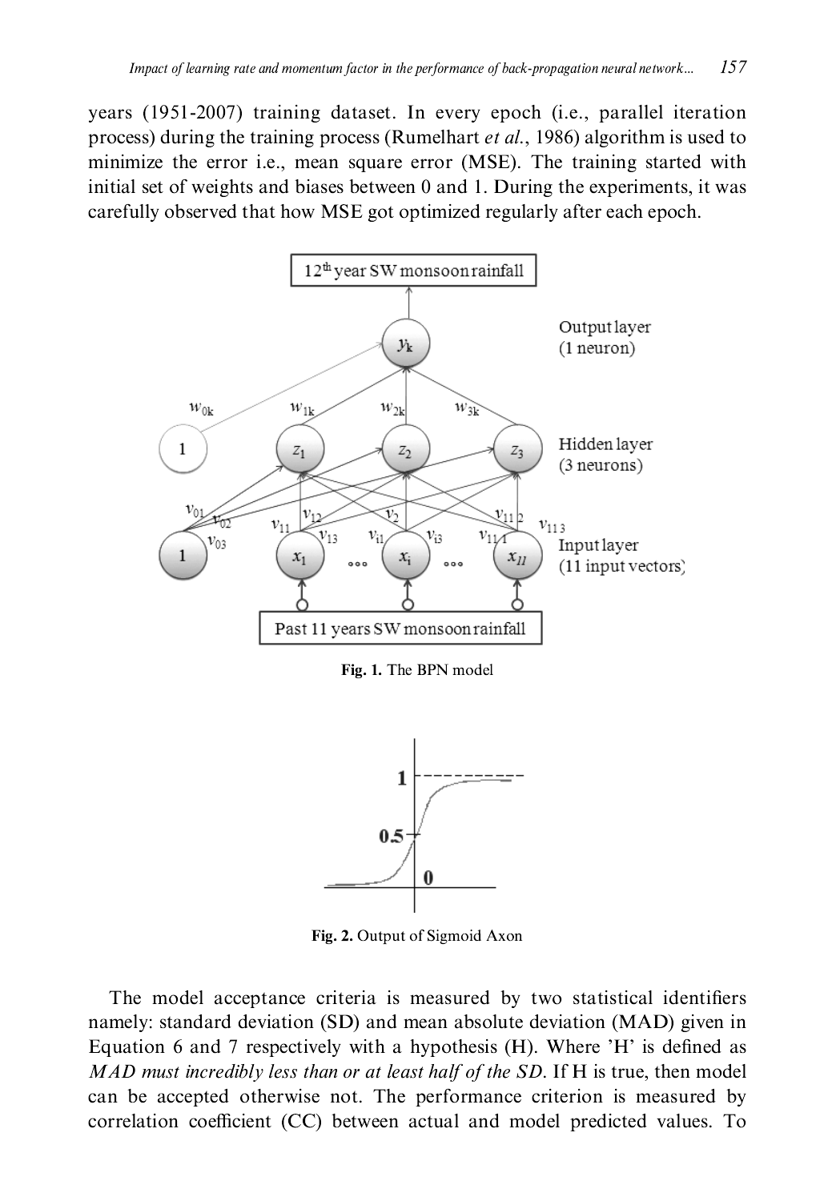years (1951-2007) training dataset. In every epoch (i.e., parallel iteration process) during the training process (Rumelhart *et al.*, 1986) algorithm is used to minimize the error i.e., mean square error (MSE). The training started with initial set of weights and biases between 0 and 1. During the experiments, it was carefully observed that how MSE got optimized regularly after each epoch.

**Fig. 1.** The BPN model

**Fig. 2.** Output of Sigmoid Axon

The model acceptance criteria is measured by two statistical identifiers namely: standard deviation (SD) and mean absolute deviation (MAD) given in Equation 6 and 7 respectively with a hypothesis (H). Where 'H' is defined as *MAD must incredibly less than or at least half of the SD*. If H is true, then model can be accepted otherwise not. The performance criterion is measured by correlation coefficient (CC) between actual and model predicted values. To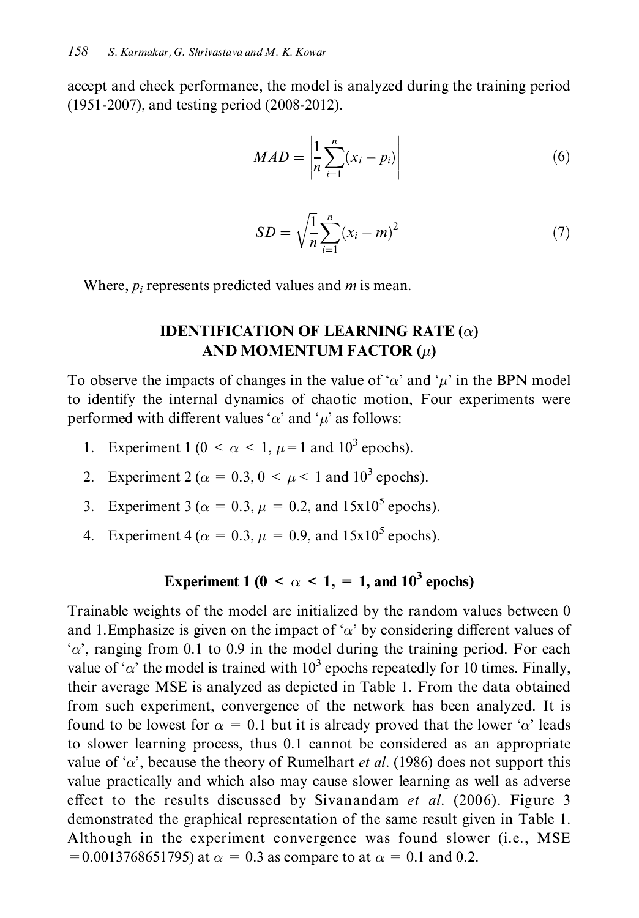accept and check performance, the model is analyzed during the training period (1951-2007), and testing period (2008-2012).

$$MAD = \left| \frac{1}{n} \sum_{i=1}^{n} (x_i - p_i) \right| \tag{6}$$

$$SD = \sqrt{\frac{1}{n} \sum_{i=1}^{n} (x_i - m)^2} \tag{7}$$

Where, $p_i$ represents predicted values and $m$ is mean.

## IDENTIFICATION OF LEARNING RATE ($\alpha$) AND MOMENTUM FACTOR ($\mu$)

To observe the impacts of changes in the value of '$\alpha$' and '$\mu$' in the BPN model to identify the internal dynamics of chaotic motion, Four experiments were performed with different values '$\alpha$' and '$\mu$' as follows:

1. Experiment 1 ($0 < \alpha < 1$, $\mu = 1$ and $10^3$ epochs).
2. Experiment 2 ($\alpha = 0.3$, $0 < \mu < 1$ and $10^3$ epochs).
3. Experiment 3 ($\alpha = 0.3$, $\mu = 0.2$, and $15\text{x}10^5$ epochs).
4. Experiment 4 ($\alpha = 0.3$, $\mu = 0.9$, and $15\text{x}10^5$ epochs).

### Experiment 1 ($0 < \alpha < 1$, = 1, and $10^3$ epochs)

Trainable weights of the model are initialized by the random values between 0 and 1.Emphasize is given on the impact of '$\alpha$' by considering different values of '$\alpha$', ranging from 0.1 to 0.9 in the model during the training period. For each value of '$\alpha$' the model is trained with $10^3$ epochs repeatedly for 10 times. Finally, their average MSE is analyzed as depicted in Table 1. From the data obtained from such experiment, convergence of the network has been analyzed. It is found to be lowest for $\alpha = 0.1$ but it is already proved that the lower '$\alpha$' leads to slower learning process, thus 0.1 cannot be considered as an appropriate value of '$\alpha$', because the theory of Rumelhart *et al.* (1986) does not support this value practically and which also may cause slower learning as well as adverse effect to the results discussed by Sivanandam *et al.* (2006). Figure 3 demonstrated the graphical representation of the same result given in Table 1. Although in the experiment convergence was found slower (i.e., MSE = 0.0013768651795) at $\alpha = 0.3$ as compare to at $\alpha = 0.1$ and 0.2.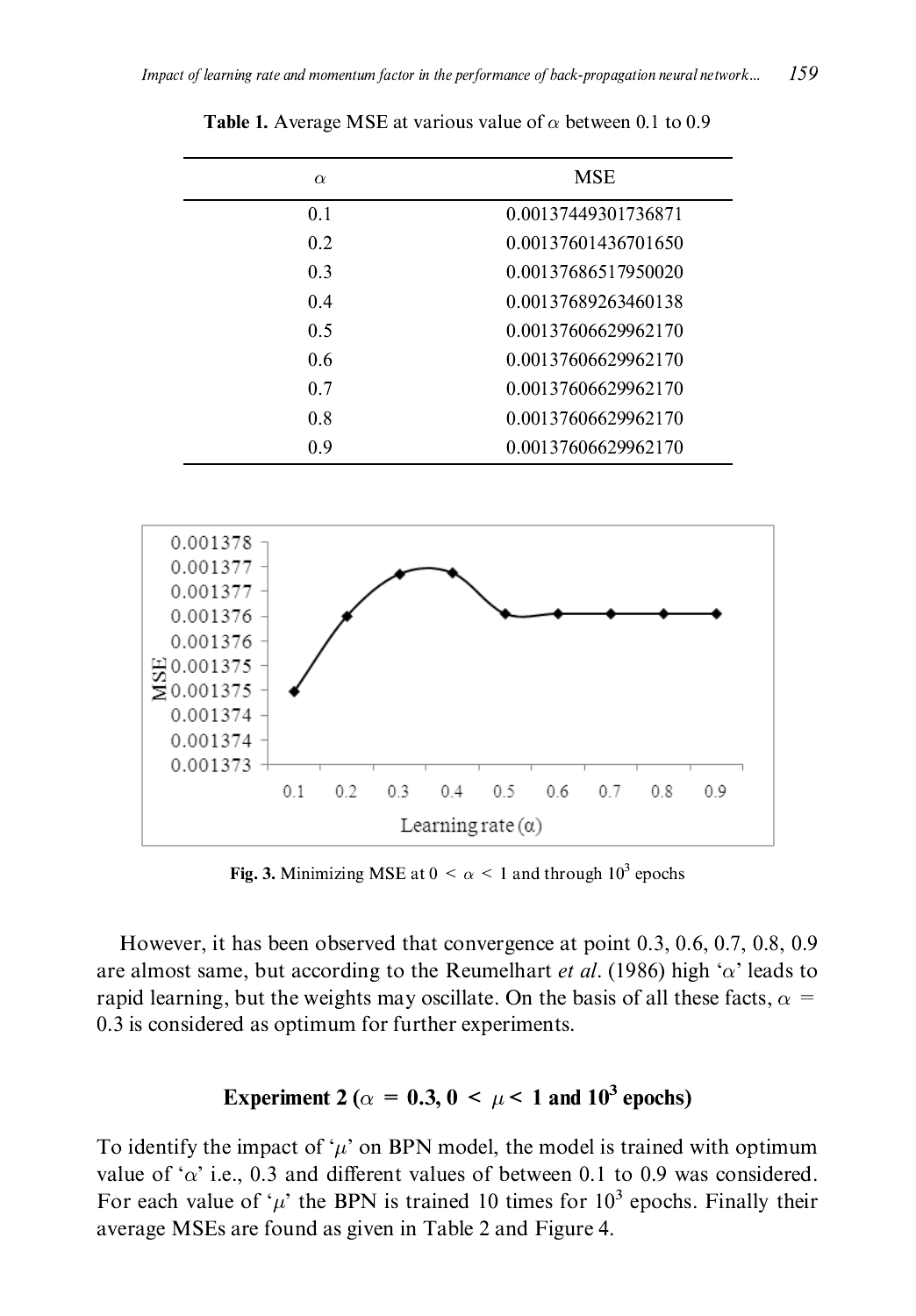**Table 1.** Average MSE at various value of $\alpha$ between 0.1 to 0.9

| $\alpha$ | MSE |
|---|---|
| 0.1 | 0.00137449301736871 |
| 0.2 | 0.00137601436701650 |
| 0.3 | 0.00137686517950020 |
| 0.4 | 0.00137689263460138 |
| 0.5 | 0.00137606629962170 |
| 0.6 | 0.00137606629962170 |
| 0.7 | 0.00137606629962170 |
| 0.8 | 0.00137606629962170 |
| 0.9 | 0.00137606629962170 |

**Fig. 3.** Minimizing MSE at $0 < \alpha < 1$ and through $10^3$ epochs

However, it has been observed that convergence at point 0.3, 0.6, 0.7, 0.8, 0.9 are almost same, but according to the Reumelhart *et al*. (1986) high '$\alpha$' leads to rapid learning, but the weights may oscillate. On the basis of all these facts, $\alpha = 0.3$ is considered as optimum for further experiments.

## Experiment 2 ($\alpha = 0.3$, $0 < \mu < 1$ and $10^3$ epochs)

To identify the impact of '$\mu$' on BPN model, the model is trained with optimum value of '$\alpha$' i.e., 0.3 and different values of between 0.1 to 0.9 was considered. For each value of '$\mu$' the BPN is trained 10 times for $10^3$ epochs. Finally their average MSEs are found as given in Table 2 and Figure 4.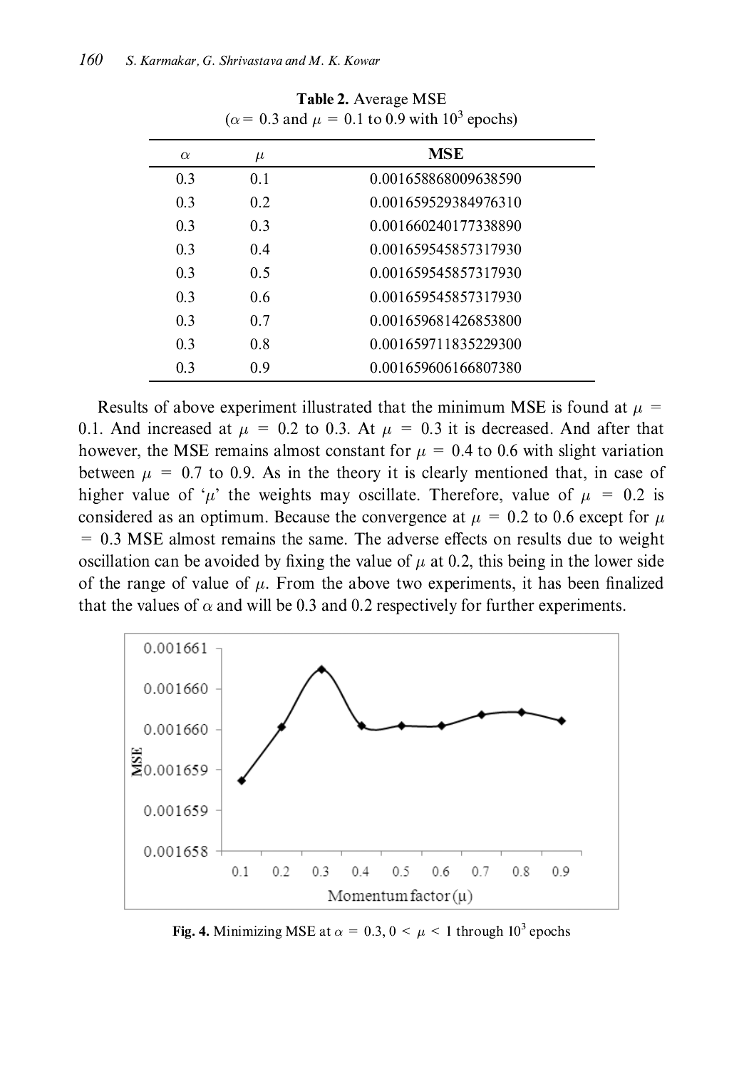**Table 2.** Average MSE
($\alpha = 0.3$ and $\mu = 0.1$ to 0.9 with $10^3$ epochs)

| $\alpha$ | $\mu$ | MSE |
|---|---|---|
| 0.3 | 0.1 | 0.001658868009638590 |
| 0.3 | 0.2 | 0.001659529384976310 |
| 0.3 | 0.3 | 0.001660240177338890 |
| 0.3 | 0.4 | 0.001659545857317930 |
| 0.3 | 0.5 | 0.001659545857317930 |
| 0.3 | 0.6 | 0.001659545857317930 |
| 0.3 | 0.7 | 0.001659681426853800 |
| 0.3 | 0.8 | 0.001659711835229300 |
| 0.3 | 0.9 | 0.001659606166807380 |

Results of above experiment illustrated that the minimum MSE is found at $\mu = 0.1$. And increased at $\mu = 0.2$ to 0.3. At $\mu = 0.3$ it is decreased. And after that however, the MSE remains almost constant for $\mu = 0.4$ to 0.6 with slight variation between $\mu = 0.7$ to 0.9. As in the theory it is clearly mentioned that, in case of higher value of '$\mu$' the weights may oscillate. Therefore, value of $\mu = 0.2$ is considered as an optimum. Because the convergence at $\mu = 0.2$ to 0.6 except for $\mu = 0.3$ MSE almost remains the same. The adverse effects on results due to weight oscillation can be avoided by fixing the value of $\mu$ at 0.2, this being in the lower side of the range of value of $\mu$. From the above two experiments, it has been finalized that the values of $\alpha$ and will be 0.3 and 0.2 respectively for further experiments.

**Fig. 4.** Minimizing MSE at $\alpha = 0.3$, $0 < \mu < 1$ through $10^3$ epochs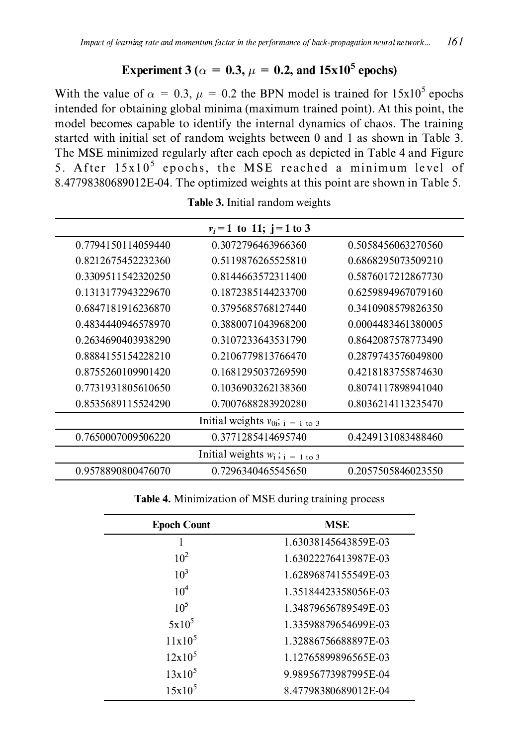### Experiment 3 ($\alpha = 0.3$, $\mu = 0.2$, and $15\text{x}10^5$ epochs)

With the value of $\alpha = 0.3$, $\mu = 0.2$ the BPN model is trained for $15\text{x}10^5$ epochs intended for obtaining global minima (maximum trained point). At this point, the model becomes capable to identify the internal dynamics of chaos. The training started with initial set of random weights between 0 and 1 as shown in Table 3. The MSE minimized regularly after each epoch as depicted in Table 4 and Figure 5. After $15\text{x}10^5$ epochs, the MSE reached a minimum level of 8.47798380689012E-04. The optimized weights at this point are shown in Table 5.

**Table 3.** Initial random weights

| | $v_i = 1$ to 11; j = 1 to 3 | |
|---|---|---|
| 0.7794150114059440 | 0.3072796463966360 | 0.5058456063270560 |
| 0.8212675452232360 | 0.5119876265525810 | 0.6868295073509210 |
| 0.3309511542320250 | 0.8144663572311400 | 0.5876017212867730 |
| 0.1313177943229670 | 0.1872385144233700 | 0.6259894967079160 |
| 0.6847181916236870 | 0.3795685768127440 | 0.3410908579826350 |
| 0.4834440946578970 | 0.3880071043968200 | 0.0004483461380005 |
| 0.2634690403938290 | 0.3107233643531790 | 0.8642087578773490 |
| 0.8884155154228210 | 0.2106779813766470 | 0.2879743576049800 |
| 0.8755260109901420 | 0.1681295037269590 | 0.4218183755874630 |
| 0.7731931805610650 | 0.1036903262138360 | 0.8074117898941040 |
| 0.8535689115524290 | 0.7007688283920280 | 0.8036214113235470 |
| | Initial weights $v_{0i}$; $_{i\ =\ 1\ \text{to}\ 3}$ | |
| 0.7650007009506220 | 0.3771285414695740 | 0.4249131083488460 |
| | Initial weights $w_i$; $_{i\ =\ 1\ \text{to}\ 3}$ | |
| 0.9578890800476070 | 0.7296340465545650 | 0.2057505846023550 |

**Table 4.** Minimization of MSE during training process

| Epoch Count | MSE |
|---|---|
| 1 | 1.63038145643859E-03 |
| $10^2$ | 1.63022276413987E-03 |
| $10^3$ | 1.62896874155549E-03 |
| $10^4$ | 1.35184423358056E-03 |
| $10^5$ | 1.34879656789549E-03 |
| $5\text{x}10^5$ | 1.33598879654699E-03 |
| $11\text{x}10^5$ | 1.32886756688897E-03 |
| $12\text{x}10^5$ | 1.12765899896565E-03 |
| $13\text{x}10^5$ | 9.98956773987995E-04 |
| $15\text{x}10^5$ | 8.47798380689012E-04 |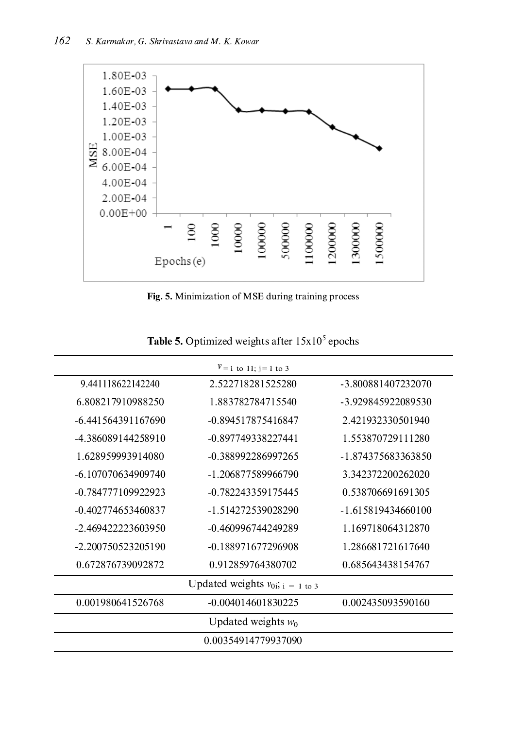Fig. 5. Minimization of MSE during training process

**Table 5.** Optimized weights after $15 \times 10^5$ epochs

| $v_{= 1 \text{ to } 11;\ j = 1 \text{ to } 3}$ | | |
|---|---|---|
| 9.441118622142240 | 2.522718281525280 | -3.800881407232070 |
| 6.808217910988250 | 1.883782784715540 | -3.929845922089530 |
| -6.441564391167690 | -0.894517875416847 | 2.421932330501940 |
| -4.386089144258910 | -0.897749338227441 | 1.553870729111280 |
| 1.628959993914080 | -0.388992286997265 | -1.874375683363850 |
| -6.107070634909740 | -1.206877589966790 | 3.342372200262020 |
| -0.784777109922923 | -0.782243359175445 | 0.538706691691305 |
| -0.402774653460837 | -1.514272539028290 | -1.615819434660100 |
| -2.469422223603950 | -0.460996744249289 | 1.169718064312870 |
| -2.200750523205190 | -0.188971677296908 | 1.286681721617640 |
| 0.672876739092872 | 0.912859764380702 | 0.685643438154767 |
| Updated weights $v_{0i;\ i = 1 \text{ to } 3}$ | | |
| 0.001980641526768 | -0.004014601830225 | 0.002435093590160 |
| Updated weights $w_0$ | | |
| 0.00354914779937090 | | |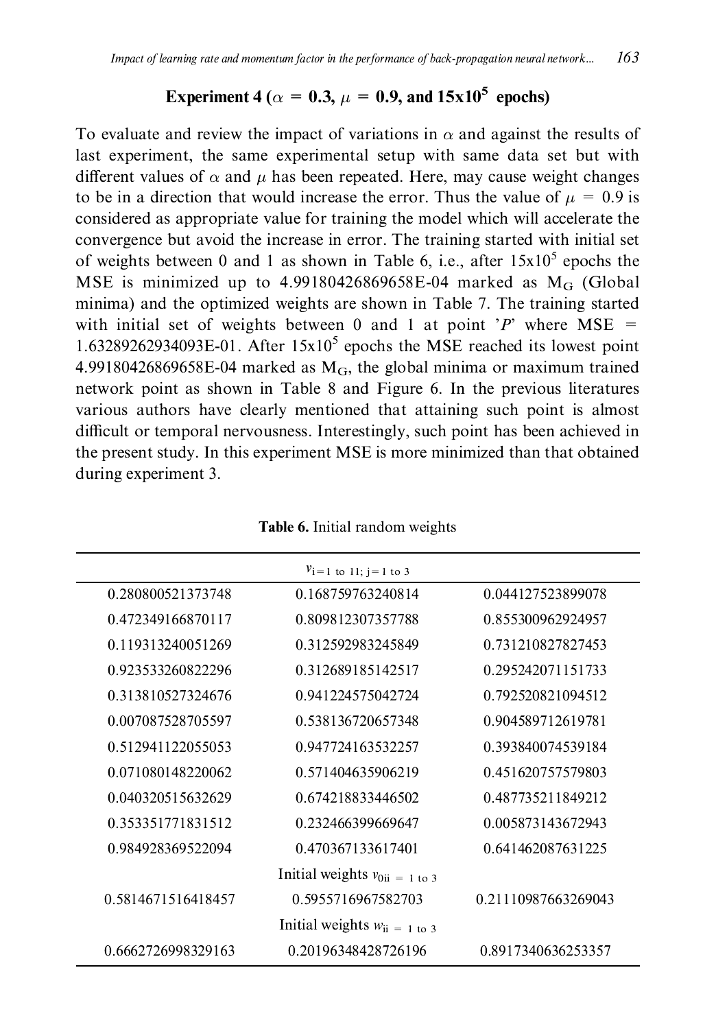### Experiment 4 ($\alpha = 0.3$, $\mu = 0.9$, and $15 \times 10^5$ epochs)

To evaluate and review the impact of variations in $\alpha$ and against the results of last experiment, the same experimental setup with same data set but with different values of $\alpha$ and $\mu$ has been repeated. Here, may cause weight changes to be in a direction that would increase the error. Thus the value of $\mu = 0.9$ is considered as appropriate value for training the model which will accelerate the convergence but avoid the increase in error. The training started with initial set of weights between 0 and 1 as shown in Table 6, i.e., after $15 \times 10^5$ epochs the MSE is minimized up to 4.99180426869658E-04 marked as $M_G$ (Global minima) and the optimized weights are shown in Table 7. The training started with initial set of weights between 0 and 1 at point '*P*' where MSE = 1.63289262934093E-01. After $15 \times 10^5$ epochs the MSE reached its lowest point 4.99180426869658E-04 marked as $M_G$, the global minima or maximum trained network point as shown in Table 8 and Figure 6. In the previous literatures various authors have clearly mentioned that attaining such point is almost difficult or temporal nervousness. Interestingly, such point has been achieved in the present study. In this experiment MSE is more minimized than that obtained during experiment 3.

**Table 6.** Initial random weights

| | $v_{i=1 \text{ to } 11;\ j=1 \text{ to } 3}$ | |
|---|---|---|
| 0.280800521373748 | 0.168759763240814 | 0.044127523899078 |
| 0.472349166870117 | 0.809812307357788 | 0.855300962924957 |
| 0.119313240051269 | 0.312592983245849 | 0.731210827827453 |
| 0.923533260822296 | 0.312689185142517 | 0.295242071151733 |
| 0.313810527324676 | 0.941224575042724 | 0.792520821094512 |
| 0.007087528705597 | 0.538136720657348 | 0.904589712619781 |
| 0.512941122055053 | 0.947724163532257 | 0.393840074539184 |
| 0.071080148220062 | 0.571404635906219 | 0.451620757579803 |
| 0.040320515632629 | 0.674218833446502 | 0.487735211849212 |
| 0.353351771831512 | 0.232466399669647 | 0.005873143672943 |
| 0.984928369522094 | 0.470367133617401 | 0.641462087631225 |
| | Initial weights $v_{0ii = 1 \text{ to } 3}$ | |
| 0.5814671516418457 | 0.5955716967582703 | 0.21110987663269043 |
| | Initial weights $w_{ii = 1 \text{ to } 3}$ | |
| 0.6662726998329163 | 0.20196348428726196 | 0.8917340636253357 |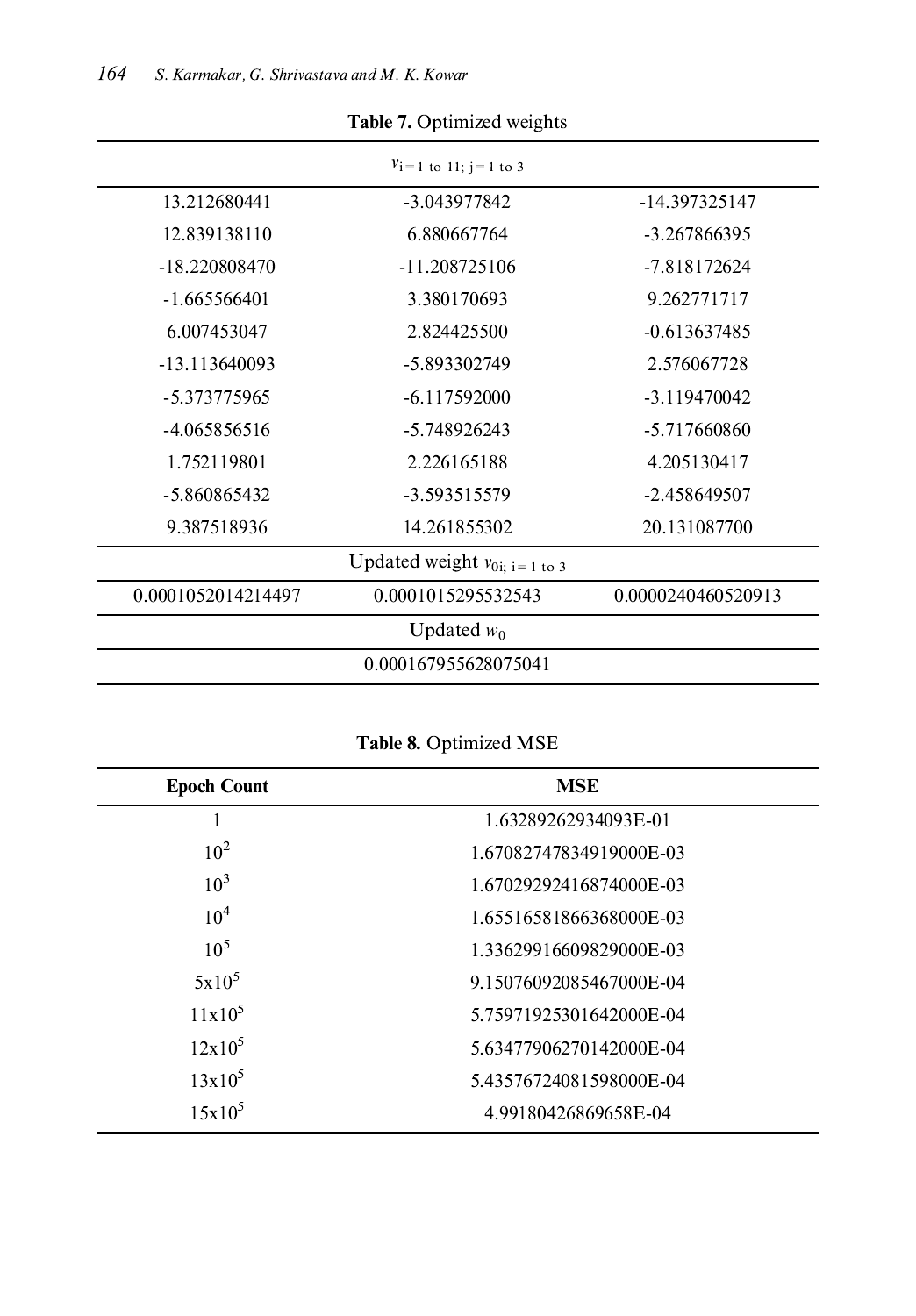**Table 7.** Optimized weights

| $v_{i=1 \text{ to } 11;\ j=1 \text{ to } 3}$ | | |
|---|---|---|
| 13.212680441 | -3.043977842 | -14.397325147 |
| 12.839138110 | 6.880667764 | -3.267866395 |
| -18.220808470 | -11.208725106 | -7.818172624 |
| -1.665566401 | 3.380170693 | 9.262771717 |
| 6.007453047 | 2.824425500 | -0.613637485 |
| -13.113640093 | -5.893302749 | 2.576067728 |
| -5.373775965 | -6.117592000 | -3.119470042 |
| -4.065856516 | -5.748926243 | -5.717660860 |
| 1.752119801 | 2.226165188 | 4.205130417 |
| -5.860865432 | -3.593515579 | -2.458649507 |
| 9.387518936 | 14.261855302 | 20.131087700 |
| Updated weight $v_{0i;\ i=1 \text{ to } 3}$ | | |
| 0.0001052014214497 | 0.0001015295532543 | 0.0000240460520913 |
| Updated $w_0$ | | |
| 0.000167955628075041 | | |

**Table 8.** Optimized MSE

| Epoch Count | MSE |
|---|---|
| 1 | 1.63289262934093E-01 |
| $10^2$ | 1.67082747834919000E-03 |
| $10^3$ | 1.67029292416874000E-03 |
| $10^4$ | 1.65516581866368000E-03 |
| $10^5$ | 1.33629916609829000E-03 |
| $5 \times 10^5$ | 9.15076092085467000E-04 |
| $11 \times 10^5$ | 5.75971925301642000E-04 |
| $12 \times 10^5$ | 5.63477906270142000E-04 |
| $13 \times 10^5$ | 5.43576724081598000E-04 |
| $15 \times 10^5$ | 4.99180426869658E-04 |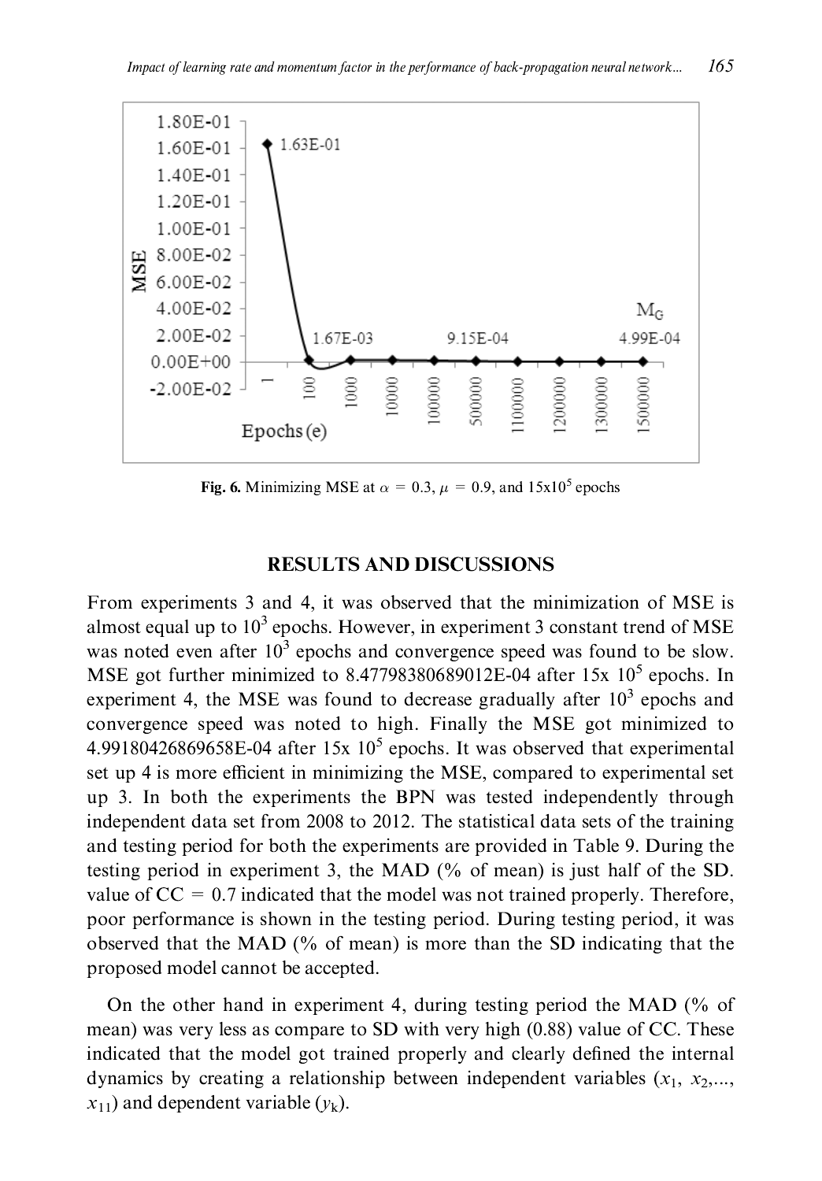**Fig. 6.** Minimizing MSE at $\alpha = 0.3$, $\mu = 0.9$, and $15\text{x}10^5$ epochs

## RESULTS AND DISCUSSIONS

From experiments 3 and 4, it was observed that the minimization of MSE is almost equal up to $10^3$ epochs. However, in experiment 3 constant trend of MSE was noted even after $10^3$ epochs and convergence speed was found to be slow. MSE got further minimized to 8.47798380689012E-04 after 15x $10^5$ epochs. In experiment 4, the MSE was found to decrease gradually after $10^3$ epochs and convergence speed was noted to high. Finally the MSE got minimized to 4.99180426869658E-04 after 15x $10^5$ epochs. It was observed that experimental set up 4 is more efficient in minimizing the MSE, compared to experimental set up 3. In both the experiments the BPN was tested independently through independent data set from 2008 to 2012. The statistical data sets of the training and testing period for both the experiments are provided in Table 9. During the testing period in experiment 3, the MAD (% of mean) is just half of the SD. value of CC = 0.7 indicated that the model was not trained properly. Therefore, poor performance is shown in the testing period. During testing period, it was observed that the MAD (% of mean) is more than the SD indicating that the proposed model cannot be accepted.

On the other hand in experiment 4, during testing period the MAD (% of mean) was very less as compare to SD with very high (0.88) value of CC. These indicated that the model got trained properly and clearly defined the internal dynamics by creating a relationship between independent variables ($x_1$, $x_2$,..., $x_{11}$) and dependent variable ($y_k$).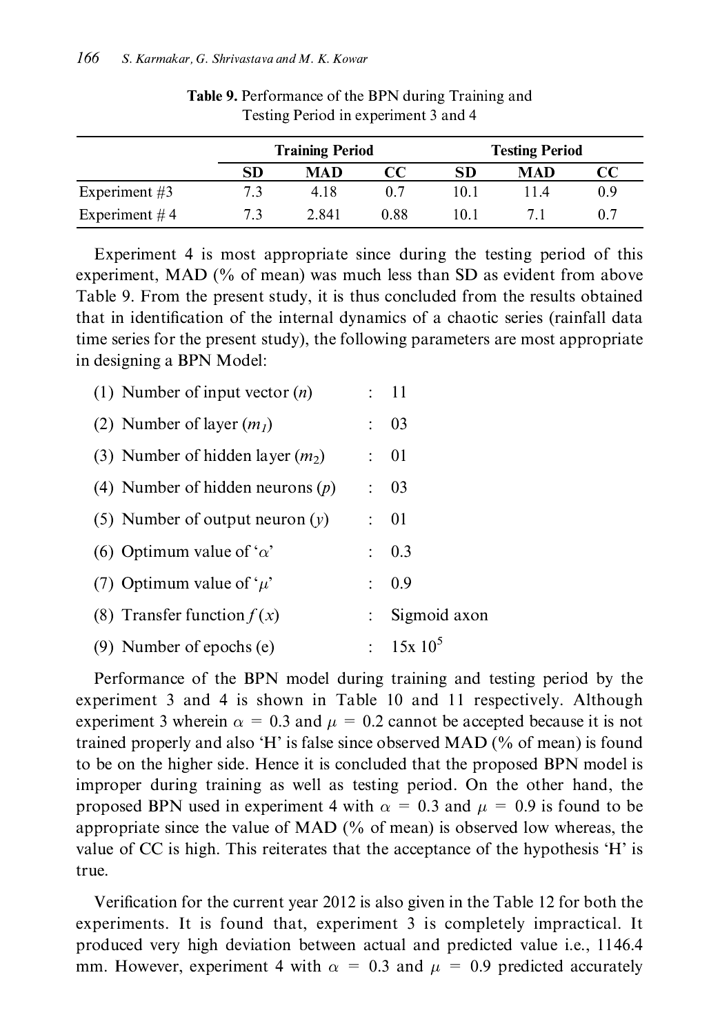**Table 9.** Performance of the BPN during Training and Testing Period in experiment 3 and 4

| | Training Period | | | Testing Period | | |
|---|---|---|---|---|---|---|
| | **SD** | **MAD** | **CC** | **SD** | **MAD** | **CC** |
| Experiment #3 | 7.3 | 4.18 | 0.7 | 10.1 | 11.4 | 0.9 |
| Experiment # 4 | 7.3 | 2.841 | 0.88 | 10.1 | 7.1 | 0.7 |

Experiment 4 is most appropriate since during the testing period of this experiment, MAD (% of mean) was much less than SD as evident from above Table 9. From the present study, it is thus concluded from the results obtained that in identification of the internal dynamics of a chaotic series (rainfall data time series for the present study), the following parameters are most appropriate in designing a BPN Model:

(1) Number of input vector ($n$) : 11

(2) Number of layer ($m_1$) : 03

(3) Number of hidden layer ($m_2$) : 01

(4) Number of hidden neurons ($p$) : 03

(5) Number of output neuron ($y$) : 01

(6) Optimum value of '$\alpha$' : 0.3

(7) Optimum value of '$\mu$' : 0.9

(8) Transfer function $f(x)$ : Sigmoid axon

(9) Number of epochs (e) : $15\text{x } 10^5$

Performance of the BPN model during training and testing period by the experiment 3 and 4 is shown in Table 10 and 11 respectively. Although experiment 3 wherein $\alpha = 0.3$ and $\mu = 0.2$ cannot be accepted because it is not trained properly and also 'H' is false since observed MAD (% of mean) is found to be on the higher side. Hence it is concluded that the proposed BPN model is improper during training as well as testing period. On the other hand, the proposed BPN used in experiment 4 with $\alpha = 0.3$ and $\mu = 0.9$ is found to be appropriate since the value of MAD (% of mean) is observed low whereas, the value of CC is high. This reiterates that the acceptance of the hypothesis 'H' is true.

Verification for the current year 2012 is also given in the Table 12 for both the experiments. It is found that, experiment 3 is completely impractical. It produced very high deviation between actual and predicted value i.e., 1146.4 mm. However, experiment 4 with $\alpha = 0.3$ and $\mu = 0.9$ predicted accurately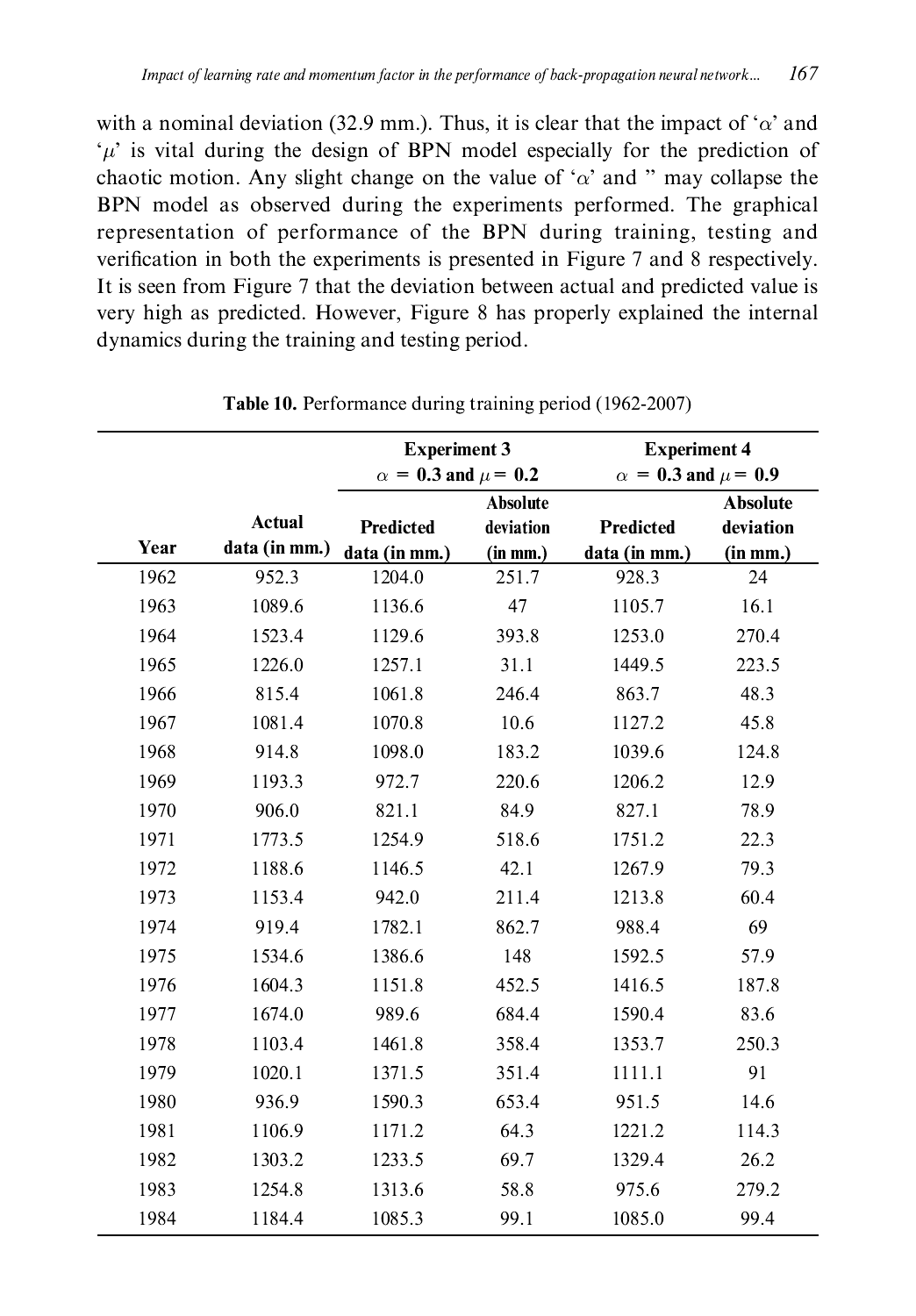with a nominal deviation (32.9 mm.). Thus, it is clear that the impact of '$\alpha$' and '$\mu$' is vital during the design of BPN model especially for the prediction of chaotic motion. Any slight change on the value of '$\alpha$' and '' may collapse the BPN model as observed during the experiments performed. The graphical representation of performance of the BPN during training, testing and verification in both the experiments is presented in Figure 7 and 8 respectively. It is seen from Figure 7 that the deviation between actual and predicted value is very high as predicted. However, Figure 8 has properly explained the internal dynamics during the training and testing period.

**Table 10.** Performance during training period (1962-2007)

| | | **Experiment 3** $\alpha = 0.3$ **and** $\mu = 0.2$ | | **Experiment 4** $\alpha = 0.3$ **and** $\mu = 0.9$ | |
|---|---|---|---|---|---|
| **Year** | **Actual data (in mm.)** | **Predicted data (in mm.)** | **Absolute deviation (in mm.)** | **Predicted data (in mm.)** | **Absolute deviation (in mm.)** |
| 1962 | 952.3 | 1204.0 | 251.7 | 928.3 | 24 |
| 1963 | 1089.6 | 1136.6 | 47 | 1105.7 | 16.1 |
| 1964 | 1523.4 | 1129.6 | 393.8 | 1253.0 | 270.4 |
| 1965 | 1226.0 | 1257.1 | 31.1 | 1449.5 | 223.5 |
| 1966 | 815.4 | 1061.8 | 246.4 | 863.7 | 48.3 |
| 1967 | 1081.4 | 1070.8 | 10.6 | 1127.2 | 45.8 |
| 1968 | 914.8 | 1098.0 | 183.2 | 1039.6 | 124.8 |
| 1969 | 1193.3 | 972.7 | 220.6 | 1206.2 | 12.9 |
| 1970 | 906.0 | 821.1 | 84.9 | 827.1 | 78.9 |
| 1971 | 1773.5 | 1254.9 | 518.6 | 1751.2 | 22.3 |
| 1972 | 1188.6 | 1146.5 | 42.1 | 1267.9 | 79.3 |
| 1973 | 1153.4 | 942.0 | 211.4 | 1213.8 | 60.4 |
| 1974 | 919.4 | 1782.1 | 862.7 | 988.4 | 69 |
| 1975 | 1534.6 | 1386.6 | 148 | 1592.5 | 57.9 |
| 1976 | 1604.3 | 1151.8 | 452.5 | 1416.5 | 187.8 |
| 1977 | 1674.0 | 989.6 | 684.4 | 1590.4 | 83.6 |
| 1978 | 1103.4 | 1461.8 | 358.4 | 1353.7 | 250.3 |
| 1979 | 1020.1 | 1371.5 | 351.4 | 1111.1 | 91 |
| 1980 | 936.9 | 1590.3 | 653.4 | 951.5 | 14.6 |
| 1981 | 1106.9 | 1171.2 | 64.3 | 1221.2 | 114.3 |
| 1982 | 1303.2 | 1233.5 | 69.7 | 1329.4 | 26.2 |
| 1983 | 1254.8 | 1313.6 | 58.8 | 975.6 | 279.2 |
| 1984 | 1184.4 | 1085.3 | 99.1 | 1085.0 | 99.4 |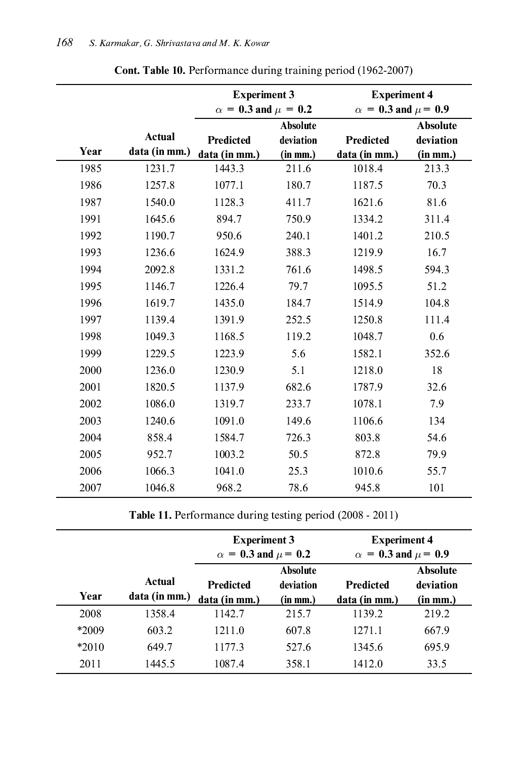**Cont. Table 10.** Performance during training period (1962-2007)

| Year | Actual data (in mm.) | Experiment 3 $\alpha = 0.3$ and $\mu = 0.2$ | | Experiment 4 $\alpha = 0.3$ and $\mu = 0.9$ | |
|---|---|---|---|---|---|
| | | Predicted data (in mm.) | Absolute deviation (in mm.) | Predicted data (in mm.) | Absolute deviation (in mm.) |
| 1985 | 1231.7 | 1443.3 | 211.6 | 1018.4 | 213.3 |
| 1986 | 1257.8 | 1077.1 | 180.7 | 1187.5 | 70.3 |
| 1987 | 1540.0 | 1128.3 | 411.7 | 1621.6 | 81.6 |
| 1991 | 1645.6 | 894.7 | 750.9 | 1334.2 | 311.4 |
| 1992 | 1190.7 | 950.6 | 240.1 | 1401.2 | 210.5 |
| 1993 | 1236.6 | 1624.9 | 388.3 | 1219.9 | 16.7 |
| 1994 | 2092.8 | 1331.2 | 761.6 | 1498.5 | 594.3 |
| 1995 | 1146.7 | 1226.4 | 79.7 | 1095.5 | 51.2 |
| 1996 | 1619.7 | 1435.0 | 184.7 | 1514.9 | 104.8 |
| 1997 | 1139.4 | 1391.9 | 252.5 | 1250.8 | 111.4 |
| 1998 | 1049.3 | 1168.5 | 119.2 | 1048.7 | 0.6 |
| 1999 | 1229.5 | 1223.9 | 5.6 | 1582.1 | 352.6 |
| 2000 | 1236.0 | 1230.9 | 5.1 | 1218.0 | 18 |
| 2001 | 1820.5 | 1137.9 | 682.6 | 1787.9 | 32.6 |
| 2002 | 1086.0 | 1319.7 | 233.7 | 1078.1 | 7.9 |
| 2003 | 1240.6 | 1091.0 | 149.6 | 1106.6 | 134 |
| 2004 | 858.4 | 1584.7 | 726.3 | 803.8 | 54.6 |
| 2005 | 952.7 | 1003.2 | 50.5 | 872.8 | 79.9 |
| 2006 | 1066.3 | 1041.0 | 25.3 | 1010.6 | 55.7 |
| 2007 | 1046.8 | 968.2 | 78.6 | 945.8 | 101 |

**Table 11.** Performance during testing period (2008 - 2011)

| Year | Actual data (in mm.) | Experiment 3 $\alpha = 0.3$ and $\mu = 0.2$ | | Experiment 4 $\alpha = 0.3$ and $\mu = 0.9$ | |
|---|---|---|---|---|---|
| | | Predicted data (in mm.) | Absolute deviation (in mm.) | Predicted data (in mm.) | Absolute deviation (in mm.) |
| 2008 | 1358.4 | 1142.7 | 215.7 | 1139.2 | 219.2 |
| *2009 | 603.2 | 1211.0 | 607.8 | 1271.1 | 667.9 |
| *2010 | 649.7 | 1177.3 | 527.6 | 1345.6 | 695.9 |
| 2011 | 1445.5 | 1087.4 | 358.1 | 1412.0 | 33.5 |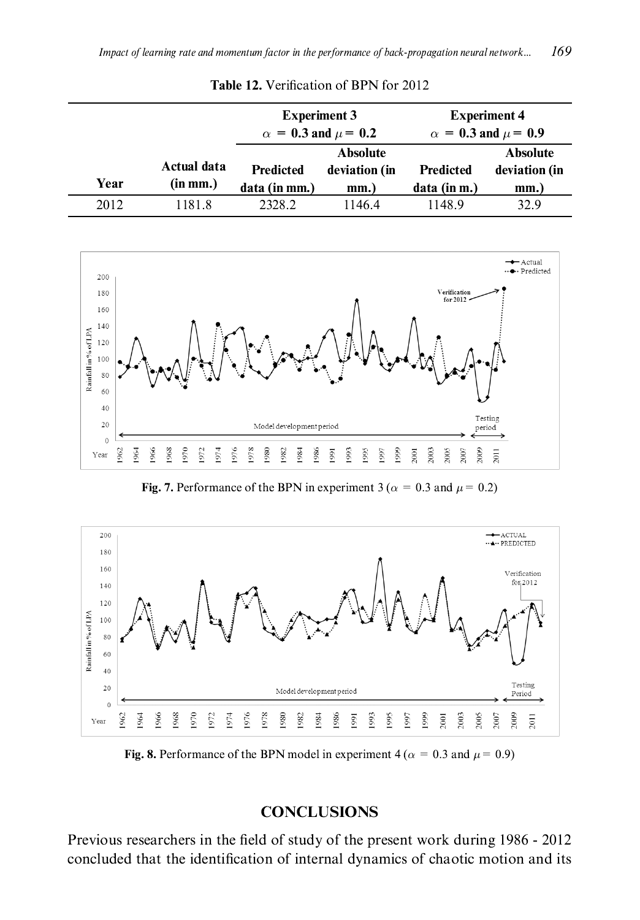**Table 12.** Verification of BPN for 2012

| Year | Actual data (in mm.) | Experiment 3 $\alpha = 0.3$ and $\mu = 0.2$ | | Experiment 4 $\alpha = 0.3$ and $\mu = 0.9$ | |
|---|---|---|---|---|---|
| | | Predicted data (in mm.) | Absolute deviation (in mm.) | Predicted data (in m.) | Absolute deviation (in mm.) |
| 2012 | 1181.8 | 2328.2 | 1146.4 | 1148.9 | 32.9 |

**Fig. 7.** Performance of the BPN in experiment 3 ($\alpha = 0.3$ and $\mu = 0.2$)

**Fig. 8.** Performance of the BPN model in experiment 4 ($\alpha = 0.3$ and $\mu = 0.9$)

## CONCLUSIONS

Previous researchers in the field of study of the present work during 1986 - 2012 concluded that the identification of internal dynamics of chaotic motion and its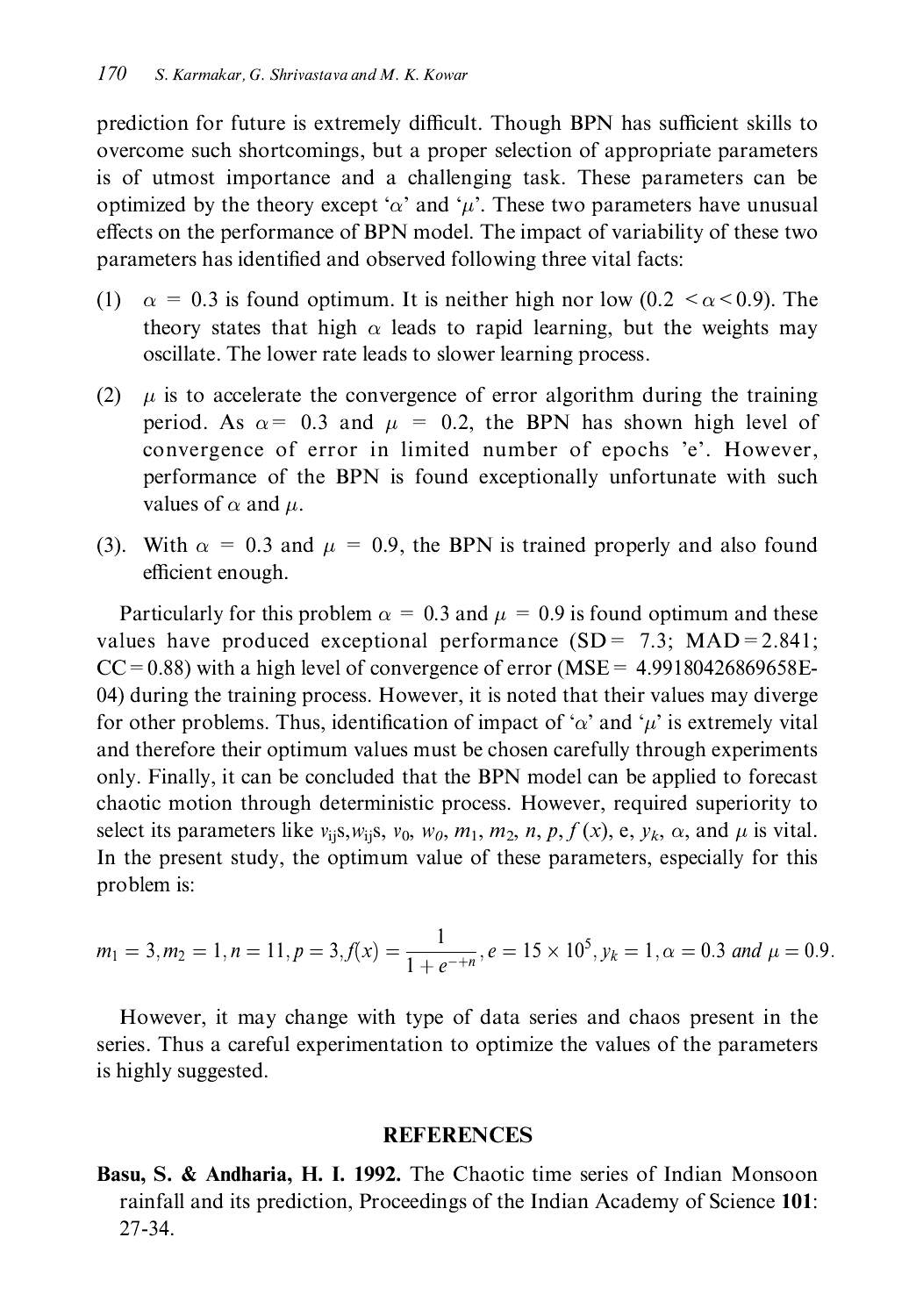prediction for future is extremely difficult. Though BPN has sufficient skills to overcome such shortcomings, but a proper selection of appropriate parameters is of utmost importance and a challenging task. These parameters can be optimized by the theory except '$\alpha$' and '$\mu$'. These two parameters have unusual effects on the performance of BPN model. The impact of variability of these two parameters has identified and observed following three vital facts:

(1) $\alpha = 0.3$ is found optimum. It is neither high nor low ($0.2 < \alpha < 0.9$). The theory states that high $\alpha$ leads to rapid learning, but the weights may oscillate. The lower rate leads to slower learning process.

(2) $\mu$ is to accelerate the convergence of error algorithm during the training period. As $\alpha = 0.3$ and $\mu = 0.2$, the BPN has shown high level of convergence of error in limited number of epochs 'e'. However, performance of the BPN is found exceptionally unfortunate with such values of $\alpha$ and $\mu$.

(3). With $\alpha = 0.3$ and $\mu = 0.9$, the BPN is trained properly and also found efficient enough.

Particularly for this problem $\alpha = 0.3$ and $\mu = 0.9$ is found optimum and these values have produced exceptional performance (SD = 7.3; MAD = 2.841; CC = 0.88) with a high level of convergence of error (MSE = 4.99180426869658E-04) during the training process. However, it is noted that their values may diverge for other problems. Thus, identification of impact of '$\alpha$' and '$\mu$' is extremely vital and therefore their optimum values must be chosen carefully through experiments only. Finally, it can be concluded that the BPN model can be applied to forecast chaotic motion through deterministic process. However, required superiority to select its parameters like $v_{ij}$s, $w_{ij}$s, $v_0$, $w_0$, $m_1$, $m_2$, $n$, $p$, $f(x)$, e, $y_k$, $\alpha$, and $\mu$ is vital. In the present study, the optimum value of these parameters, especially for this problem is:

$$m_1 = 3, m_2 = 1, n = 11, p = 3, f(x) = \frac{1}{1 + e^{-+n}}, e = 15 \times 10^5, y_k = 1, \alpha = 0.3 \text{ and } \mu = 0.9.$$

However, it may change with type of data series and chaos present in the series. Thus a careful experimentation to optimize the values of the parameters is highly suggested.

## REFERENCES

**Basu, S. & Andharia, H. I. 1992.** The Chaotic time series of Indian Monsoon rainfall and its prediction, Proceedings of the Indian Academy of Science **101**: 27-34.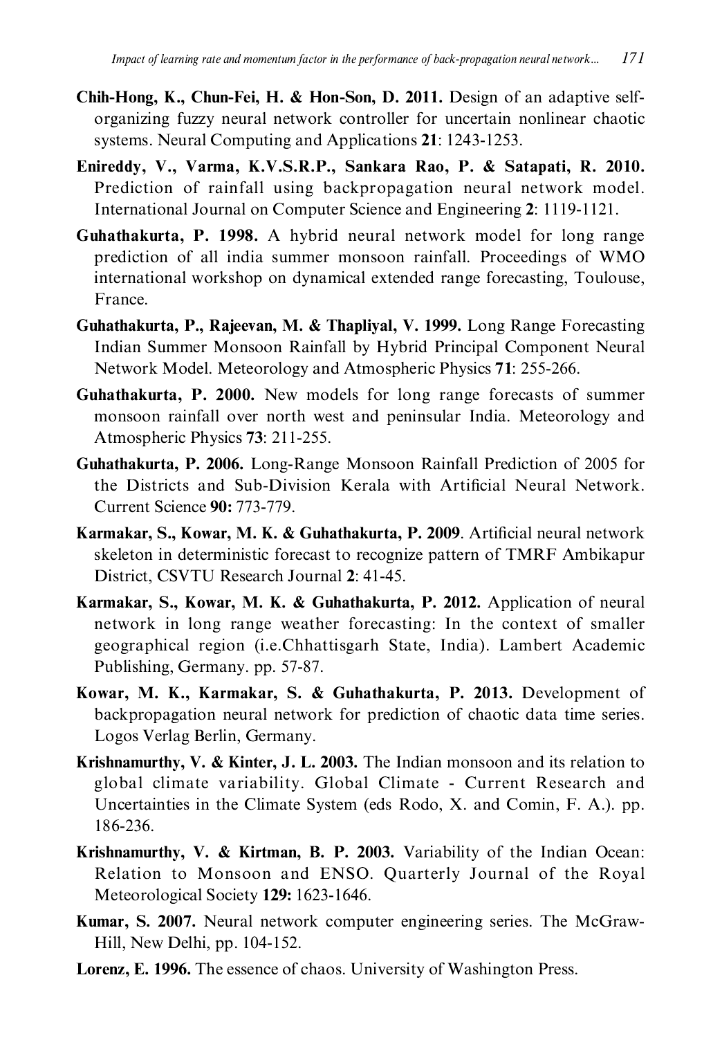**Chih-Hong, K., Chun-Fei, H. & Hon-Son, D. 2011.** Design of an adaptive self-organizing fuzzy neural network controller for uncertain nonlinear chaotic systems. Neural Computing and Applications **21**: 1243-1253.

**Enireddy, V., Varma, K.V.S.R.P., Sankara Rao, P. & Satapati, R. 2010.** Prediction of rainfall using backpropagation neural network model. International Journal on Computer Science and Engineering **2**: 1119-1121.

**Guhathakurta, P. 1998.** A hybrid neural network model for long range prediction of all india summer monsoon rainfall. Proceedings of WMO international workshop on dynamical extended range forecasting, Toulouse, France.

**Guhathakurta, P., Rajeevan, M. & Thapliyal, V. 1999.** Long Range Forecasting Indian Summer Monsoon Rainfall by Hybrid Principal Component Neural Network Model. Meteorology and Atmospheric Physics **71**: 255-266.

**Guhathakurta, P. 2000.** New models for long range forecasts of summer monsoon rainfall over north west and peninsular India. Meteorology and Atmospheric Physics **73**: 211-255.

**Guhathakurta, P. 2006.** Long-Range Monsoon Rainfall Prediction of 2005 for the Districts and Sub-Division Kerala with Artificial Neural Network. Current Science **90:** 773-779.

**Karmakar, S., Kowar, M. K. & Guhathakurta, P. 2009**. Artificial neural network skeleton in deterministic forecast to recognize pattern of TMRF Ambikapur District, CSVTU Research Journal **2**: 41-45.

**Karmakar, S., Kowar, M. K. & Guhathakurta, P. 2012.** Application of neural network in long range weather forecasting: In the context of smaller geographical region (i.e.Chhattisgarh State, India). Lambert Academic Publishing, Germany. pp. 57-87.

**Kowar, M. K., Karmakar, S. & Guhathakurta, P. 2013.** Development of backpropagation neural network for prediction of chaotic data time series. Logos Verlag Berlin, Germany.

**Krishnamurthy, V. & Kinter, J. L. 2003.** The Indian monsoon and its relation to global climate variability. Global Climate - Current Research and Uncertainties in the Climate System (eds Rodo, X. and Comin, F. A.). pp. 186-236.

**Krishnamurthy, V. & Kirtman, B. P. 2003.** Variability of the Indian Ocean: Relation to Monsoon and ENSO. Quarterly Journal of the Royal Meteorological Society **129:** 1623-1646.

**Kumar, S. 2007.** Neural network computer engineering series. The McGraw-Hill, New Delhi, pp. 104-152.

**Lorenz, E. 1996.** The essence of chaos. University of Washington Press.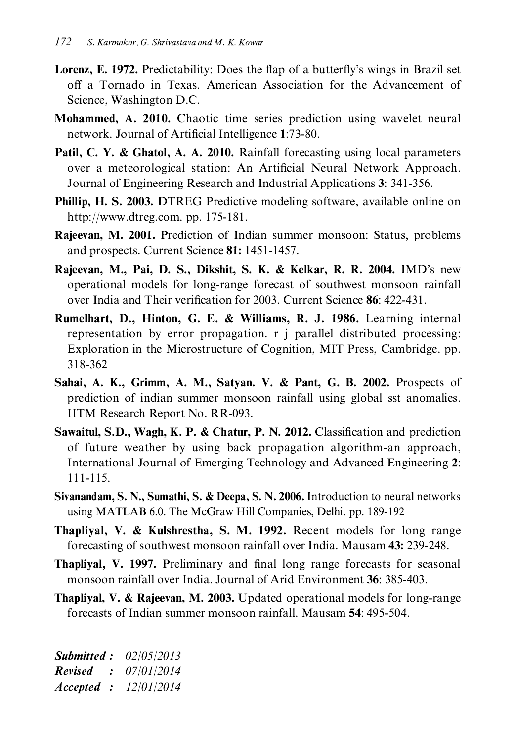**Lorenz, E. 1972.** Predictability: Does the flap of a butterfly's wings in Brazil set off a Tornado in Texas. American Association for the Advancement of Science, Washington D.C.

**Mohammed, A. 2010.** Chaotic time series prediction using wavelet neural network. Journal of Artificial Intelligence **1**:73-80.

**Patil, C. Y. & Ghatol, A. A. 2010.** Rainfall forecasting using local parameters over a meteorological station: An Artificial Neural Network Approach. Journal of Engineering Research and Industrial Applications **3**: 341-356.

**Phillip, H. S. 2003.** DTREG Predictive modeling software, available online on http://www.dtreg.com. pp. 175-181.

**Rajeevan, M. 2001.** Prediction of Indian summer monsoon: Status, problems and prospects. Current Science **81:** 1451-1457.

**Rajeevan, M., Pai, D. S., Dikshit, S. K. & Kelkar, R. R. 2004.** IMD's new operational models for long-range forecast of southwest monsoon rainfall over India and Their verification for 2003. Current Science **86**: 422-431.

**Rumelhart, D., Hinton, G. E. & Williams, R. J. 1986.** Learning internal representation by error propagation. r j parallel distributed processing: Exploration in the Microstructure of Cognition, MIT Press, Cambridge. pp. 318-362

**Sahai, A. K., Grimm, A. M., Satyan. V. & Pant, G. B. 2002.** Prospects of prediction of indian summer monsoon rainfall using global sst anomalies. IITM Research Report No. RR-093.

**Sawaitul, S.D., Wagh, K. P. & Chatur, P. N. 2012.** Classification and prediction of future weather by using back propagation algorithm-an approach, International Journal of Emerging Technology and Advanced Engineering **2**: 111-115.

**Sivanandam, S. N., Sumathi, S. & Deepa, S. N. 2006.** Introduction to neural networks using MATLAB 6.0. The McGraw Hill Companies, Delhi. pp. 189-192

**Thapliyal, V. & Kulshrestha, S. M. 1992.** Recent models for long range forecasting of southwest monsoon rainfall over India. Mausam **43:** 239-248.

**Thapliyal, V. 1997.** Preliminary and final long range forecasts for seasonal monsoon rainfall over India. Journal of Arid Environment **36**: 385-403.

**Thapliyal, V. & Rajeevan, M. 2003.** Updated operational models for long-range forecasts of Indian summer monsoon rainfall. Mausam **54**: 495-504.

***Submitted :*** *02/05/2013*
***Revised :*** *07/01/2014*
***Accepted :*** *12/01/2014*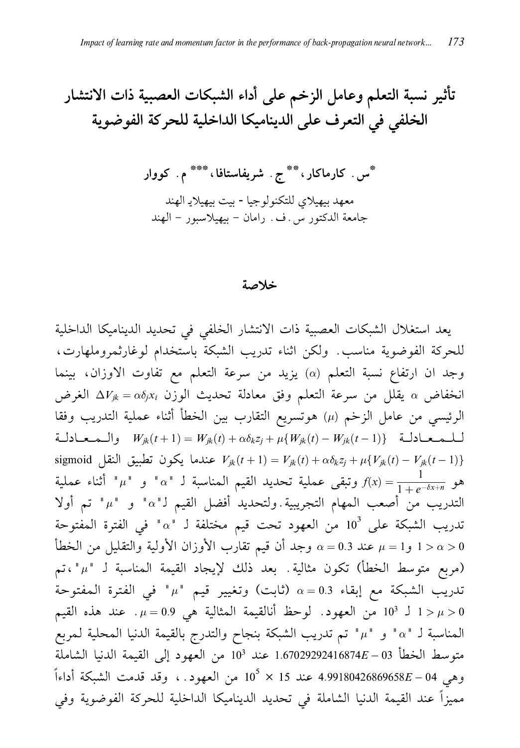# تأثير نسبة التعلم وعامل الزخم على أداء الشبكات العصبية ذات الانتشار الخلفي في التعرف على الديناميكا الداخلية للحركة الفوضوية

**[*] س. كارماكار، [**] ج. شريفاستافا، [***] م. كووار**

معهد بيهيلاي للتكنولوجيا - بيت بيهيلاي الهند
جامعة الدكتور س.ف. رامان – بيهيلاسبور – الهند

## خلاصة

يعد استغلال الشبكات العصبية ذات الانتشار الخلفي في تحديد الديناميكا الداخلية للحركة الفوضوية مناسب. ولكن اثناء تدريب الشبكة باستخدام لوغارثمروملهارت، وجد ان ارتفاع نسبة التعلم ($\alpha$) يزيد من سرعة التعلم مع تفاوت الاوزان، بينما انخفاض $\alpha$ يقلل من سرعة التعلم وفق معادلة تحديث الوزن $\Delta V_{jk} = \alpha \delta_j x_i$ الغرض الرئيسي من عامل الزخم ($\mu$) هوتسريع التقارب بين الخطأ أثناء عملية التدريب وفقا للمعادلة $W_{jk}(t+1) = W_{jk}(t) + \alpha \delta_k z_j + \mu\{W_{jk}(t) - W_{jk}(t-1)\}$ والمعادلة $V_{jk}(t+1) = V_{jk}(t) + \alpha \delta_k z_j + \mu\{V_{jk}(t) - V_{jk}(t-1)\}$ عندما يكون تطبيق النقل sigmoid هو $f(x) = \dfrac{1}{1+e^{-\delta x+n}}$ وتبقى عملية تحديد القيم المناسبة لـ "$\alpha$" و "$\mu$" أثناء عملية التدريب من أصعب المهام التجريبية. ولتحديد أفضل القيم لـ"$\alpha$" و "$\mu$" تم أولا تدريب الشبكة على $10^3$ من العهود تحت قيم مختلفة لـ "$\alpha$" في الفترة المفتوحة $0 < \alpha < 1$ و$\mu = 1$ عند $\alpha = 0.3$ وجد أن قيم تقارب الأوزان الأولية والتقليل من الخطأ (مربع متوسط الخطأ) تكون مثالية. بعد ذلك لإيجاد القيمة المناسبة لـ "$\mu$"، تم تدريب الشبكة مع إبقاء $\alpha = 0.3$ (ثابت) وتغيير قيم "$\mu$" في الفترة المفتوحة $0 < \mu < 1$ لـ $10^3$ من العهود. لوحظ أنالقيمة المثالية هي $\mu = 0.9$. عند هذه القيم المناسبة لـ "$\alpha$" و "$\mu$" تم تدريب الشبكة بنجاح والتدرج بالقيمة الدنيا المحلية لمربع متوسط الخطأ $1.67029292416874E-03$ عند $10^3$ من العهود إلى القيمة الدنيا الشاملة وهي $4.99180426869658E-04$ عند $15 \times 10^5$ من العهود.، وقد قدمت الشبكة أداءاً مميزاً عند القيمة الدنيا الشاملة في تحديد الديناميكا الداخلية للحركة الفوضوية وفي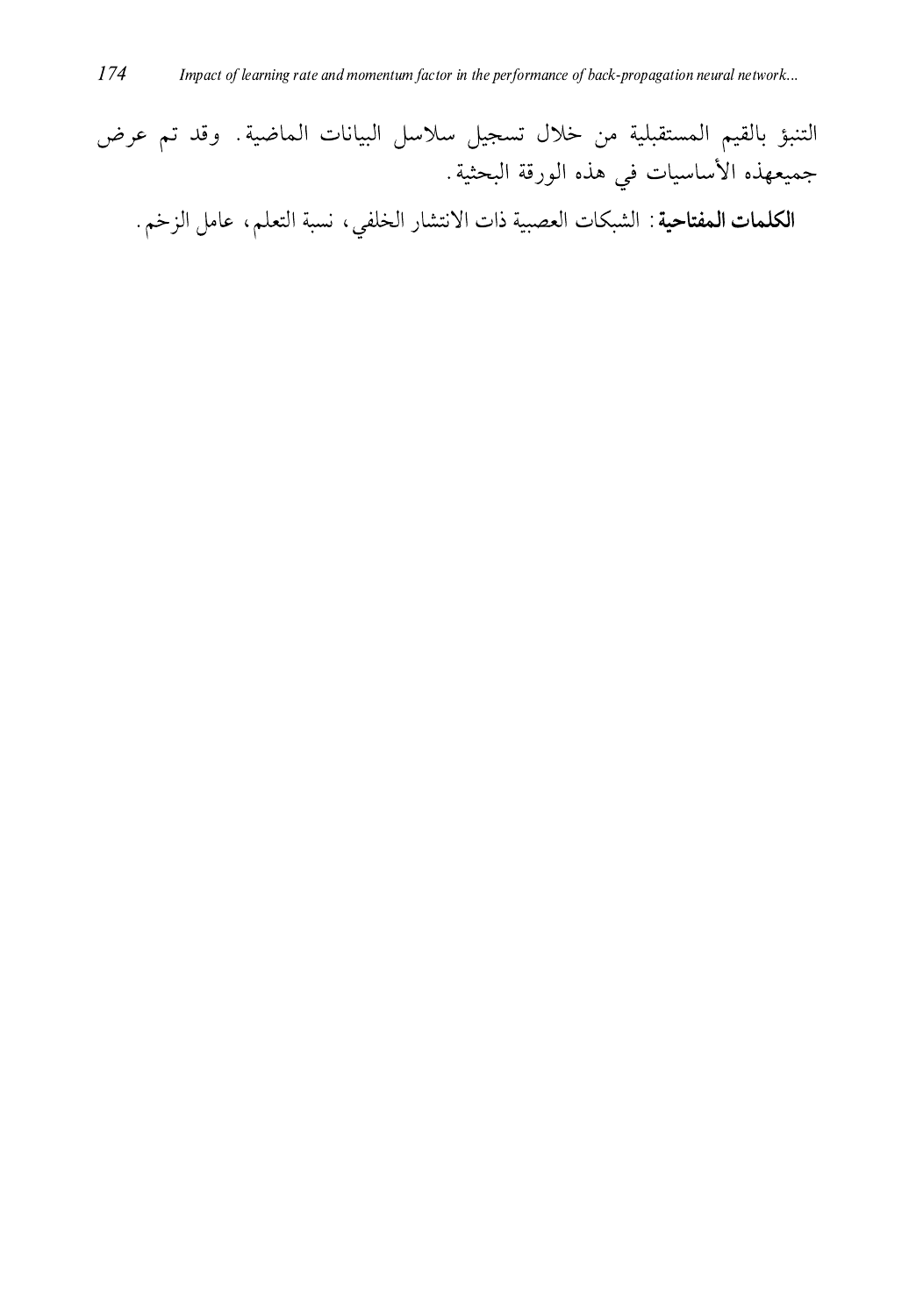التنبؤ بالقيم المستقبلية من خلال تسجيل سلاسل البيانات الماضية. وقد تم عرض جميعهذه الأساسيات في هذه الورقة البحثية.

**الكلمات المفتاحية**: الشبكات العصبية ذات الانتشار الخلفي، نسبة التعلم، عامل الزخم.